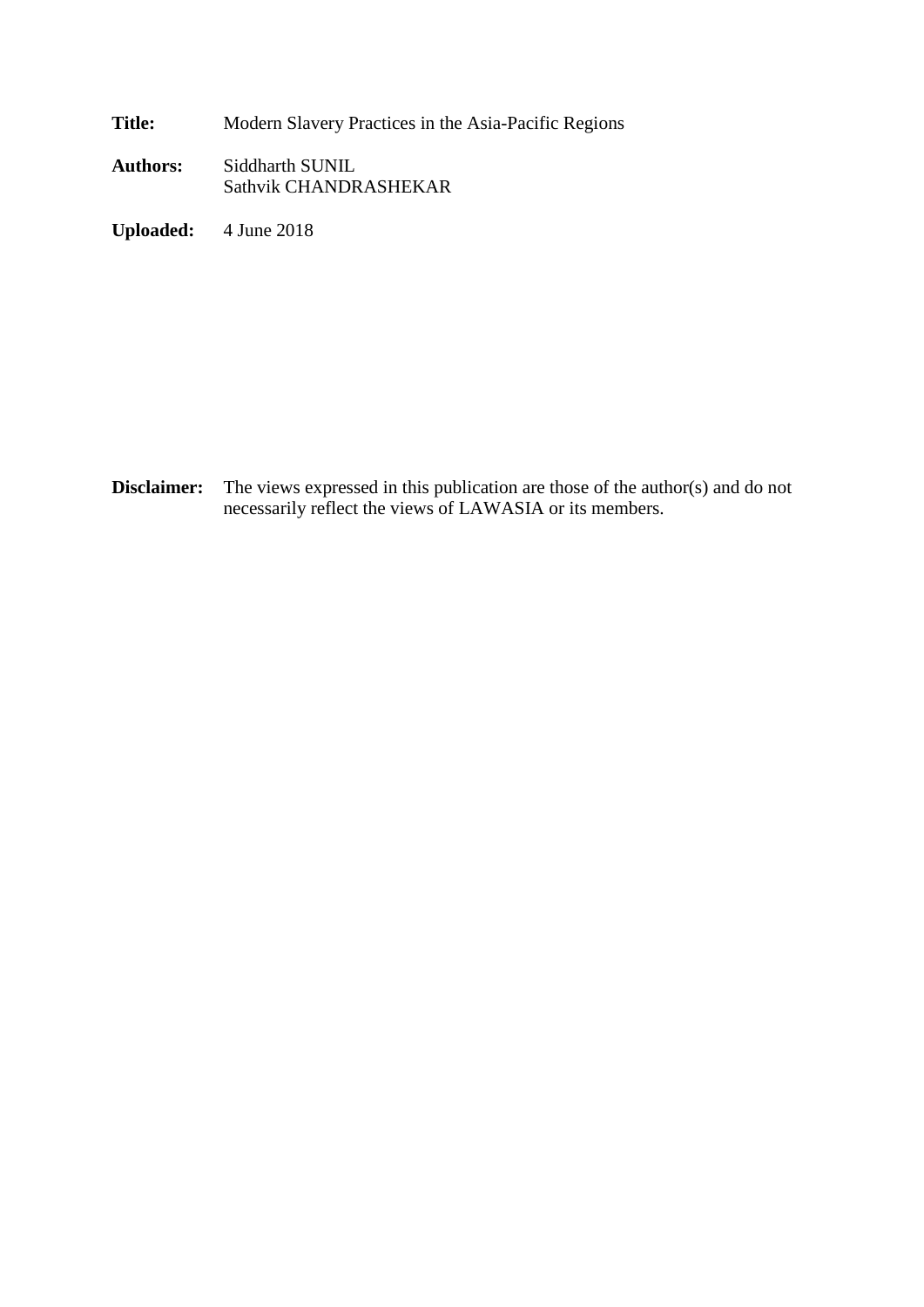**Title:** Modern Slavery Practices in the Asia-Pacific Regions

**Authors:** Siddharth SUNIL
Sathvik CHANDRASHEKAR

**Uploaded:** 4 June 2018

**Disclaimer:** The views expressed in this publication are those of the author(s) and do not necessarily reflect the views of LAWASIA or its members.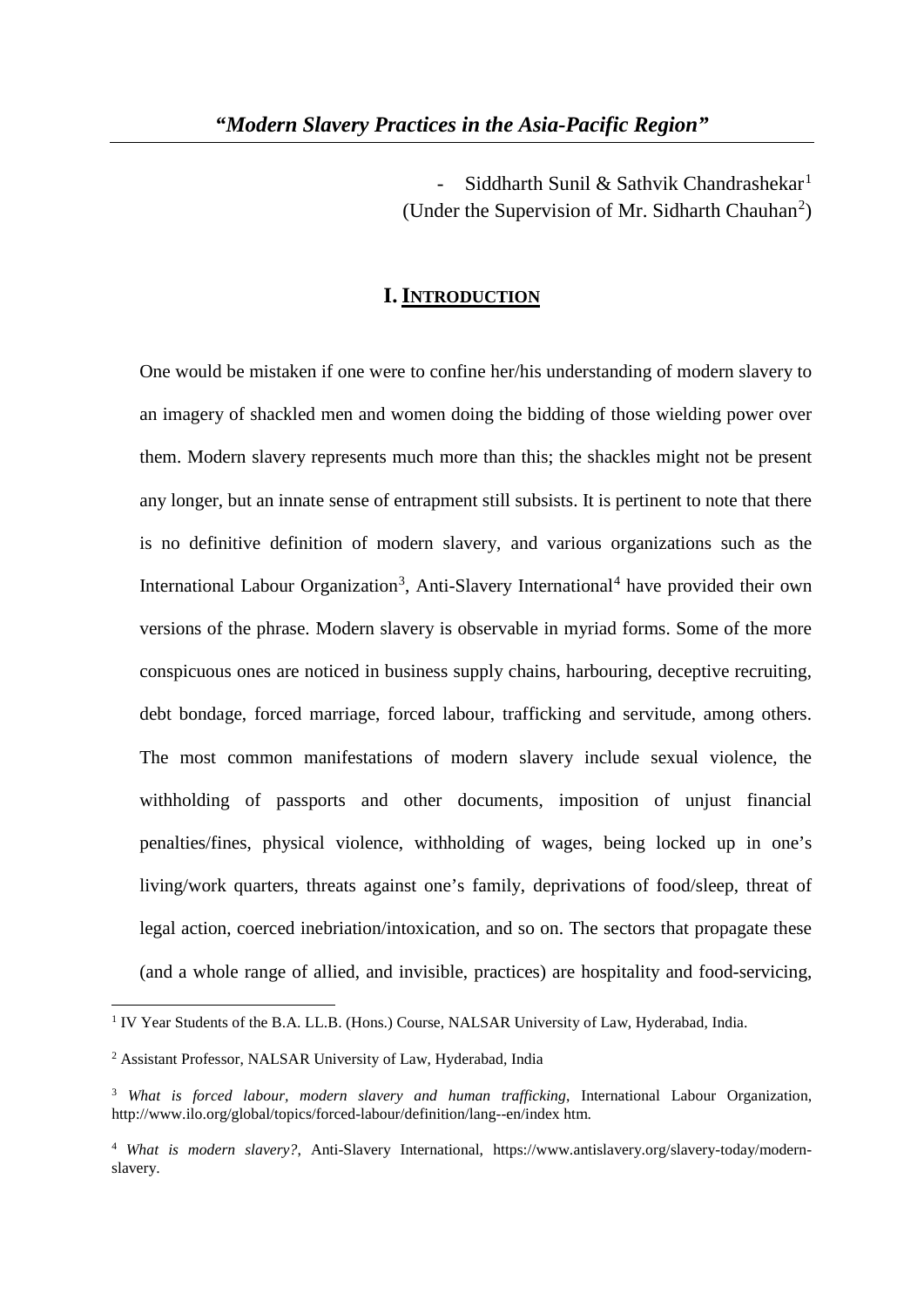## *"Modern Slavery Practices in the Asia-Pacific Region"*

- Siddharth Sunil & Sathvik Chandrashekar[1]
(Under the Supervision of Mr. Sidharth Chauhan[2])

# I. INTRODUCTION

One would be mistaken if one were to confine her/his understanding of modern slavery to an imagery of shackled men and women doing the bidding of those wielding power over them. Modern slavery represents much more than this; the shackles might not be present any longer, but an innate sense of entrapment still subsists. It is pertinent to note that there is no definitive definition of modern slavery, and various organizations such as the International Labour Organization[3], Anti-Slavery International[4] have provided their own versions of the phrase. Modern slavery is observable in myriad forms. Some of the more conspicuous ones are noticed in business supply chains, harbouring, deceptive recruiting, debt bondage, forced marriage, forced labour, trafficking and servitude, among others. The most common manifestations of modern slavery include sexual violence, the withholding of passports and other documents, imposition of unjust financial penalties/fines, physical violence, withholding of wages, being locked up in one's living/work quarters, threats against one's family, deprivations of food/sleep, threat of legal action, coerced inebriation/intoxication, and so on. The sectors that propagate these (and a whole range of allied, and invisible, practices) are hospitality and food-servicing,

---

[1] IV Year Students of the B.A. LL.B. (Hons.) Course, NALSAR University of Law, Hyderabad, India.

[2] Assistant Professor, NALSAR University of Law, Hyderabad, India

[3] *What is forced labour, modern slavery and human trafficking*, International Labour Organization, http://www.ilo.org/global/topics/forced-labour/definition/lang--en/index htm.

[4] *What is modern slavery?*, Anti-Slavery International, https://www.antislavery.org/slavery-today/modern-slavery.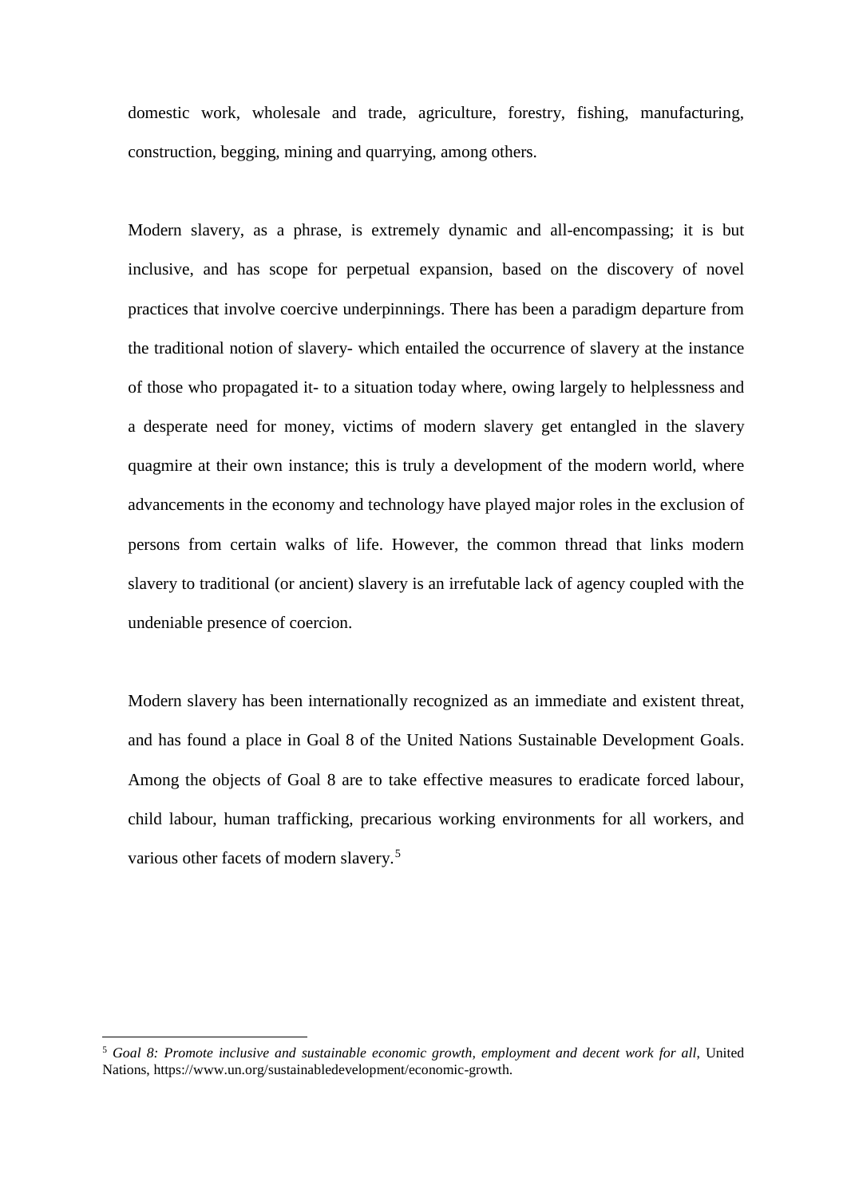domestic work, wholesale and trade, agriculture, forestry, fishing, manufacturing, construction, begging, mining and quarrying, among others.

Modern slavery, as a phrase, is extremely dynamic and all-encompassing; it is but inclusive, and has scope for perpetual expansion, based on the discovery of novel practices that involve coercive underpinnings. There has been a paradigm departure from the traditional notion of slavery- which entailed the occurrence of slavery at the instance of those who propagated it- to a situation today where, owing largely to helplessness and a desperate need for money, victims of modern slavery get entangled in the slavery quagmire at their own instance; this is truly a development of the modern world, where advancements in the economy and technology have played major roles in the exclusion of persons from certain walks of life. However, the common thread that links modern slavery to traditional (or ancient) slavery is an irrefutable lack of agency coupled with the undeniable presence of coercion.

Modern slavery has been internationally recognized as an immediate and existent threat, and has found a place in Goal 8 of the United Nations Sustainable Development Goals. Among the objects of Goal 8 are to take effective measures to eradicate forced labour, child labour, human trafficking, precarious working environments for all workers, and various other facets of modern slavery.[5]

---

[5] *Goal 8: Promote inclusive and sustainable economic growth, employment and decent work for all*, United Nations, https://www.un.org/sustainabledevelopment/economic-growth.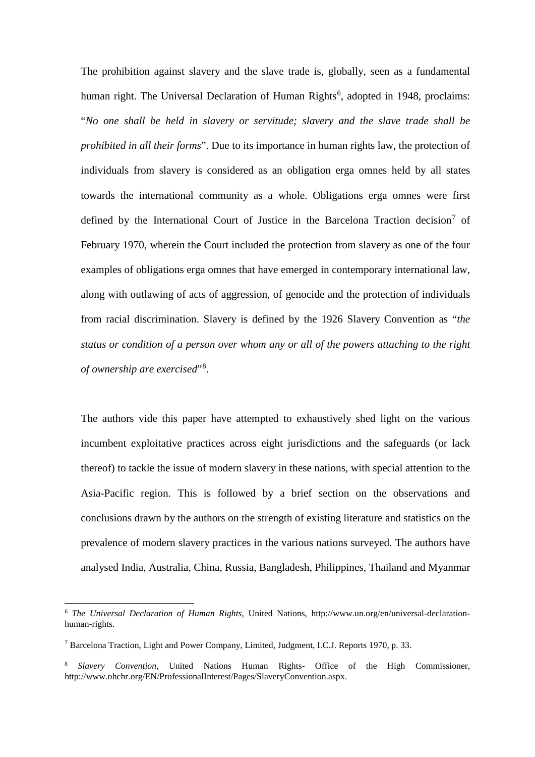The prohibition against slavery and the slave trade is, globally, seen as a fundamental human right. The Universal Declaration of Human Rights[6], adopted in 1948, proclaims: "*No one shall be held in slavery or servitude; slavery and the slave trade shall be prohibited in all their forms*". Due to its importance in human rights law, the protection of individuals from slavery is considered as an obligation erga omnes held by all states towards the international community as a whole. Obligations erga omnes were first defined by the International Court of Justice in the Barcelona Traction decision[7] of February 1970, wherein the Court included the protection from slavery as one of the four examples of obligations erga omnes that have emerged in contemporary international law, along with outlawing of acts of aggression, of genocide and the protection of individuals from racial discrimination. Slavery is defined by the 1926 Slavery Convention as "*the status or condition of a person over whom any or all of the powers attaching to the right of ownership are exercised*"[8].

The authors vide this paper have attempted to exhaustively shed light on the various incumbent exploitative practices across eight jurisdictions and the safeguards (or lack thereof) to tackle the issue of modern slavery in these nations, with special attention to the Asia-Pacific region. This is followed by a brief section on the observations and conclusions drawn by the authors on the strength of existing literature and statistics on the prevalence of modern slavery practices in the various nations surveyed. The authors have analysed India, Australia, China, Russia, Bangladesh, Philippines, Thailand and Myanmar

---

[6] *The Universal Declaration of Human Rights*, United Nations, http://www.un.org/en/universal-declaration-human-rights.

[7] Barcelona Traction, Light and Power Company, Limited, Judgment, I.C.J. Reports 1970, p. 33.

[8] *Slavery Convention*, United Nations Human Rights- Office of the High Commissioner, http://www.ohchr.org/EN/ProfessionalInterest/Pages/SlaveryConvention.aspx.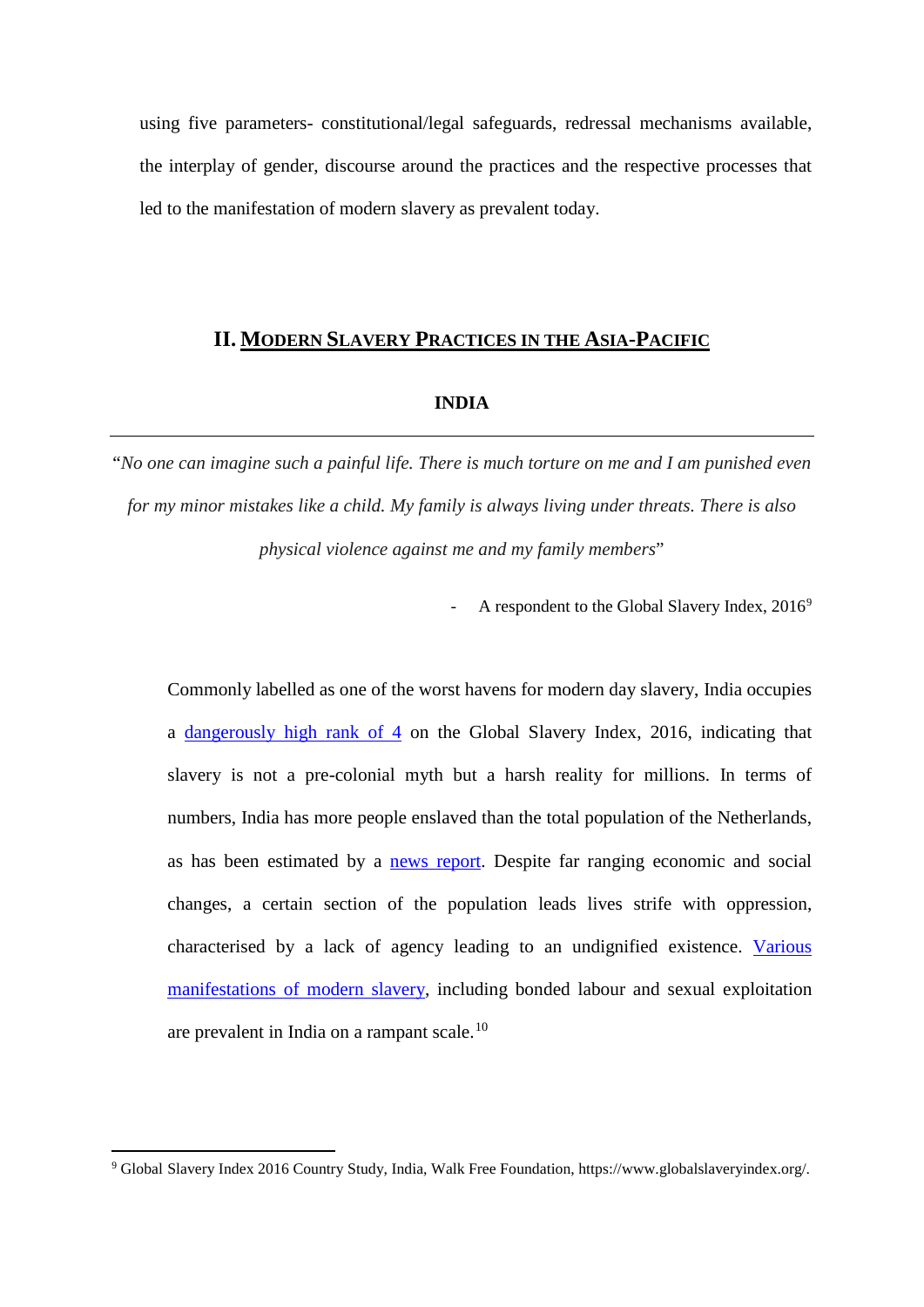using five parameters- constitutional/legal safeguards, redressal mechanisms available, the interplay of gender, discourse around the practices and the respective processes that led to the manifestation of modern slavery as prevalent today.

## II. MODERN SLAVERY PRACTICES IN THE ASIA-PACIFIC

### INDIA

---

*"No one can imagine such a painful life. There is much torture on me and I am punished even for my minor mistakes like a child. My family is always living under threats. There is also physical violence against me and my family members"*

- A respondent to the Global Slavery Index, 2016[9]

Commonly labelled as one of the worst havens for modern day slavery, India occupies a dangerously high rank of 4 on the Global Slavery Index, 2016, indicating that slavery is not a pre-colonial myth but a harsh reality for millions. In terms of numbers, India has more people enslaved than the total population of the Netherlands, as has been estimated by a news report. Despite far ranging economic and social changes, a certain section of the population leads lives strife with oppression, characterised by a lack of agency leading to an undignified existence. Various manifestations of modern slavery, including bonded labour and sexual exploitation are prevalent in India on a rampant scale.[10]

---

[9] Global Slavery Index 2016 Country Study, India, Walk Free Foundation, https://www.globalslaveryindex.org/.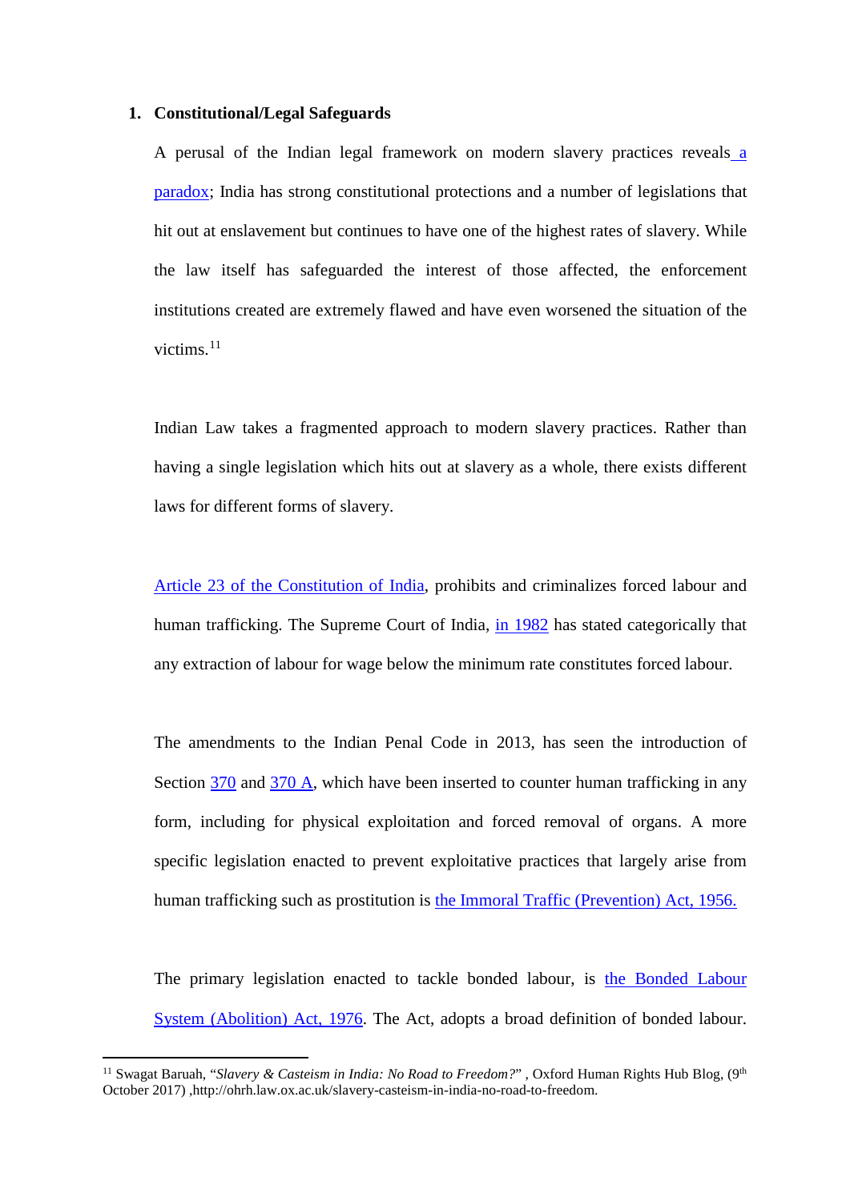## 1. Constitutional/Legal Safeguards

A perusal of the Indian legal framework on modern slavery practices reveals a paradox; India has strong constitutional protections and a number of legislations that hit out at enslavement but continues to have one of the highest rates of slavery. While the law itself has safeguarded the interest of those affected, the enforcement institutions created are extremely flawed and have even worsened the situation of the victims.[11]

Indian Law takes a fragmented approach to modern slavery practices. Rather than having a single legislation which hits out at slavery as a whole, there exists different laws for different forms of slavery.

Article 23 of the Constitution of India, prohibits and criminalizes forced labour and human trafficking. The Supreme Court of India, in 1982 has stated categorically that any extraction of labour for wage below the minimum rate constitutes forced labour.

The amendments to the Indian Penal Code in 2013, has seen the introduction of Section 370 and 370 A, which have been inserted to counter human trafficking in any form, including for physical exploitation and forced removal of organs. A more specific legislation enacted to prevent exploitative practices that largely arise from human trafficking such as prostitution is the Immoral Traffic (Prevention) Act, 1956.

The primary legislation enacted to tackle bonded labour, is the Bonded Labour System (Abolition) Act, 1976. The Act, adopts a broad definition of bonded labour.

---

[11] Swagat Baruah, "*Slavery & Casteism in India: No Road to Freedom?*" , Oxford Human Rights Hub Blog, (9th October 2017) ,http://ohrh.law.ox.ac.uk/slavery-casteism-in-india-no-road-to-freedom.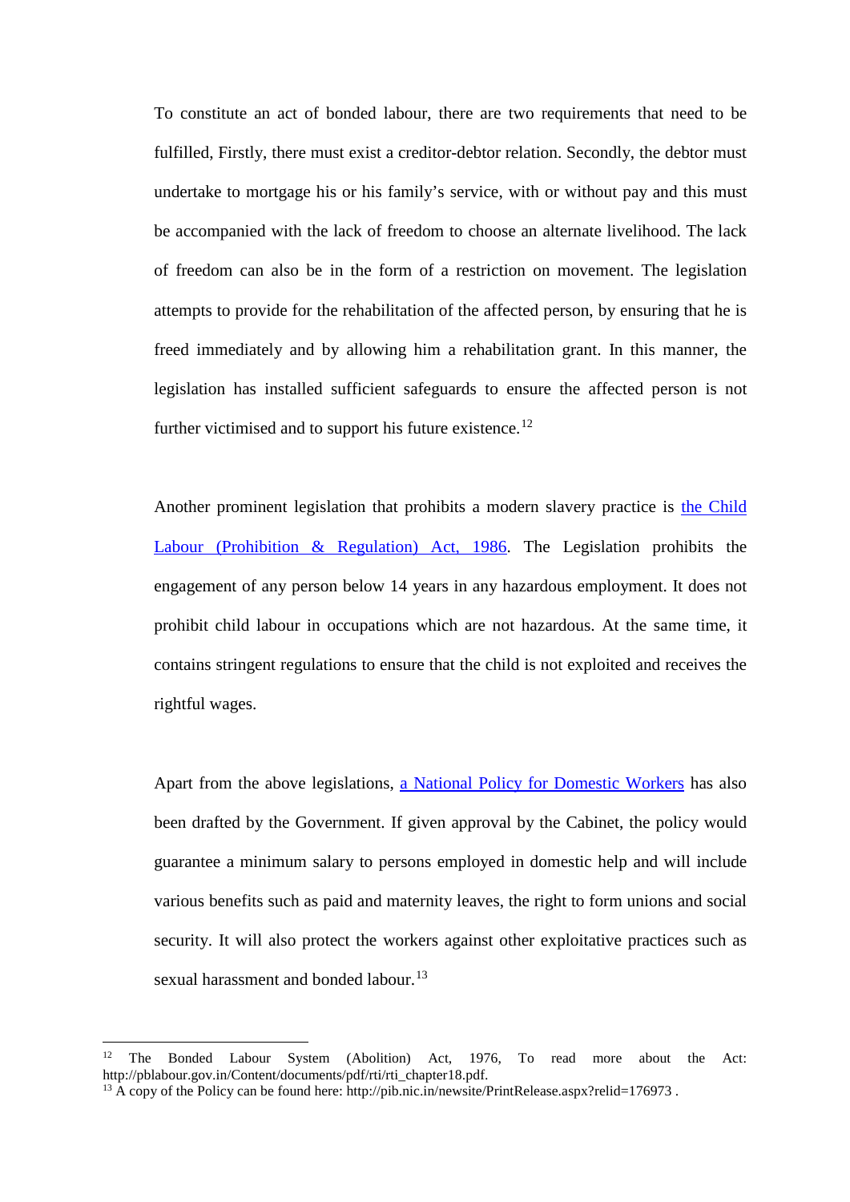To constitute an act of bonded labour, there are two requirements that need to be fulfilled, Firstly, there must exist a creditor-debtor relation. Secondly, the debtor must undertake to mortgage his or his family's service, with or without pay and this must be accompanied with the lack of freedom to choose an alternate livelihood. The lack of freedom can also be in the form of a restriction on movement. The legislation attempts to provide for the rehabilitation of the affected person, by ensuring that he is freed immediately and by allowing him a rehabilitation grant. In this manner, the legislation has installed sufficient safeguards to ensure the affected person is not further victimised and to support his future existence.[12]

Another prominent legislation that prohibits a modern slavery practice is the Child Labour (Prohibition & Regulation) Act, 1986. The Legislation prohibits the engagement of any person below 14 years in any hazardous employment. It does not prohibit child labour in occupations which are not hazardous. At the same time, it contains stringent regulations to ensure that the child is not exploited and receives the rightful wages.

Apart from the above legislations, a National Policy for Domestic Workers has also been drafted by the Government. If given approval by the Cabinet, the policy would guarantee a minimum salary to persons employed in domestic help and will include various benefits such as paid and maternity leaves, the right to form unions and social security. It will also protect the workers against other exploitative practices such as sexual harassment and bonded labour.[13]

---

[12] The Bonded Labour System (Abolition) Act, 1976, To read more about the Act: http://pblabour.gov.in/Content/documents/pdf/rti/rti_chapter18.pdf.

[13] A copy of the Policy can be found here: http://pib.nic.in/newsite/PrintRelease.aspx?relid=176973 .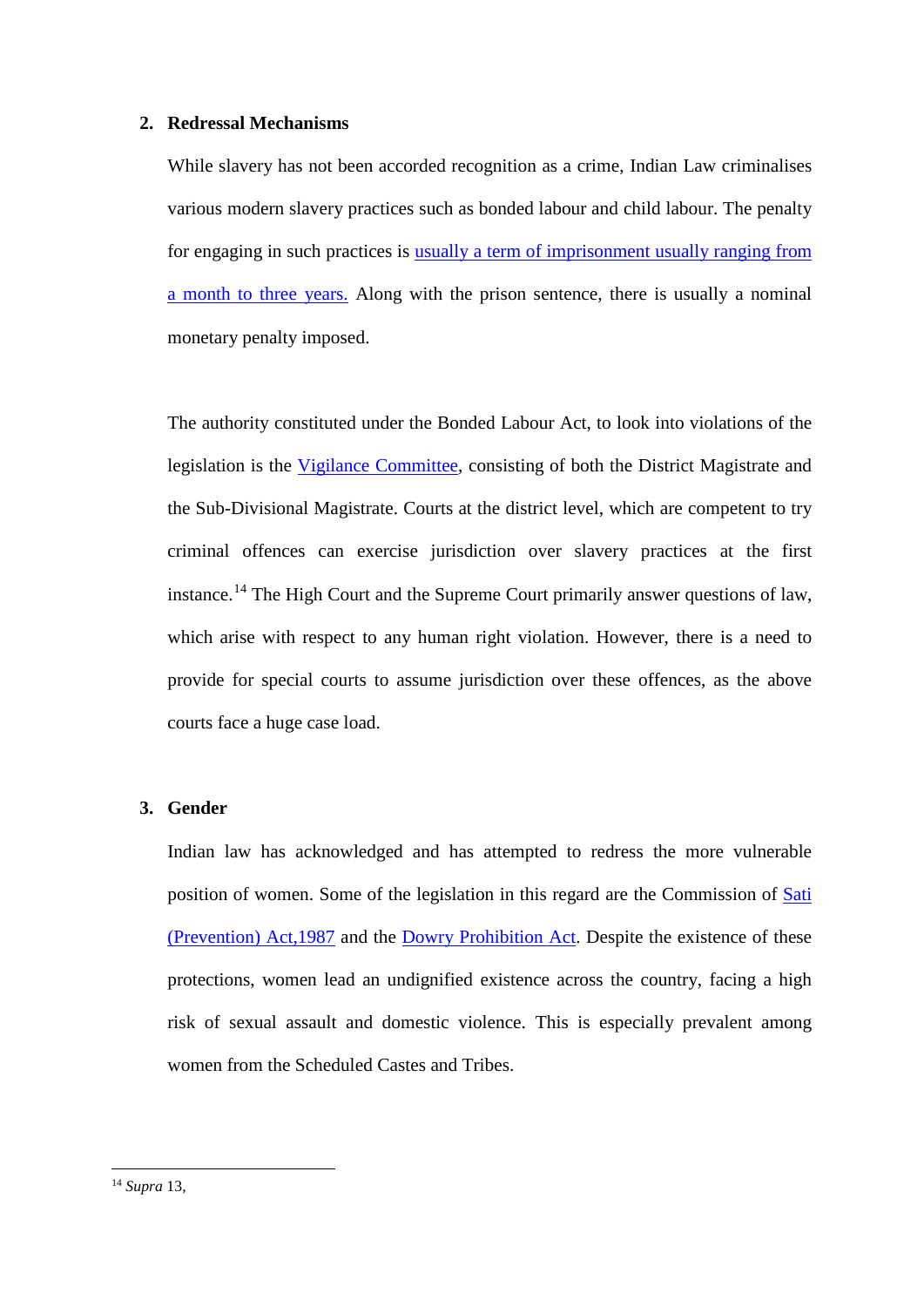2. **Redressal Mechanisms**

While slavery has not been accorded recognition as a crime, Indian Law criminalises various modern slavery practices such as bonded labour and child labour. The penalty for engaging in such practices is usually a term of imprisonment usually ranging from a month to three years. Along with the prison sentence, there is usually a nominal monetary penalty imposed.

The authority constituted under the Bonded Labour Act, to look into violations of the legislation is the Vigilance Committee, consisting of both the District Magistrate and the Sub-Divisional Magistrate. Courts at the district level, which are competent to try criminal offences can exercise jurisdiction over slavery practices at the first instance.[14] The High Court and the Supreme Court primarily answer questions of law, which arise with respect to any human right violation. However, there is a need to provide for special courts to assume jurisdiction over these offences, as the above courts face a huge case load.

3. **Gender**

Indian law has acknowledged and has attempted to redress the more vulnerable position of women. Some of the legislation in this regard are the Commission of Sati (Prevention) Act,1987 and the Dowry Prohibition Act. Despite the existence of these protections, women lead an undignified existence across the country, facing a high risk of sexual assault and domestic violence. This is especially prevalent among women from the Scheduled Castes and Tribes.

---

[14] *Supra* 13,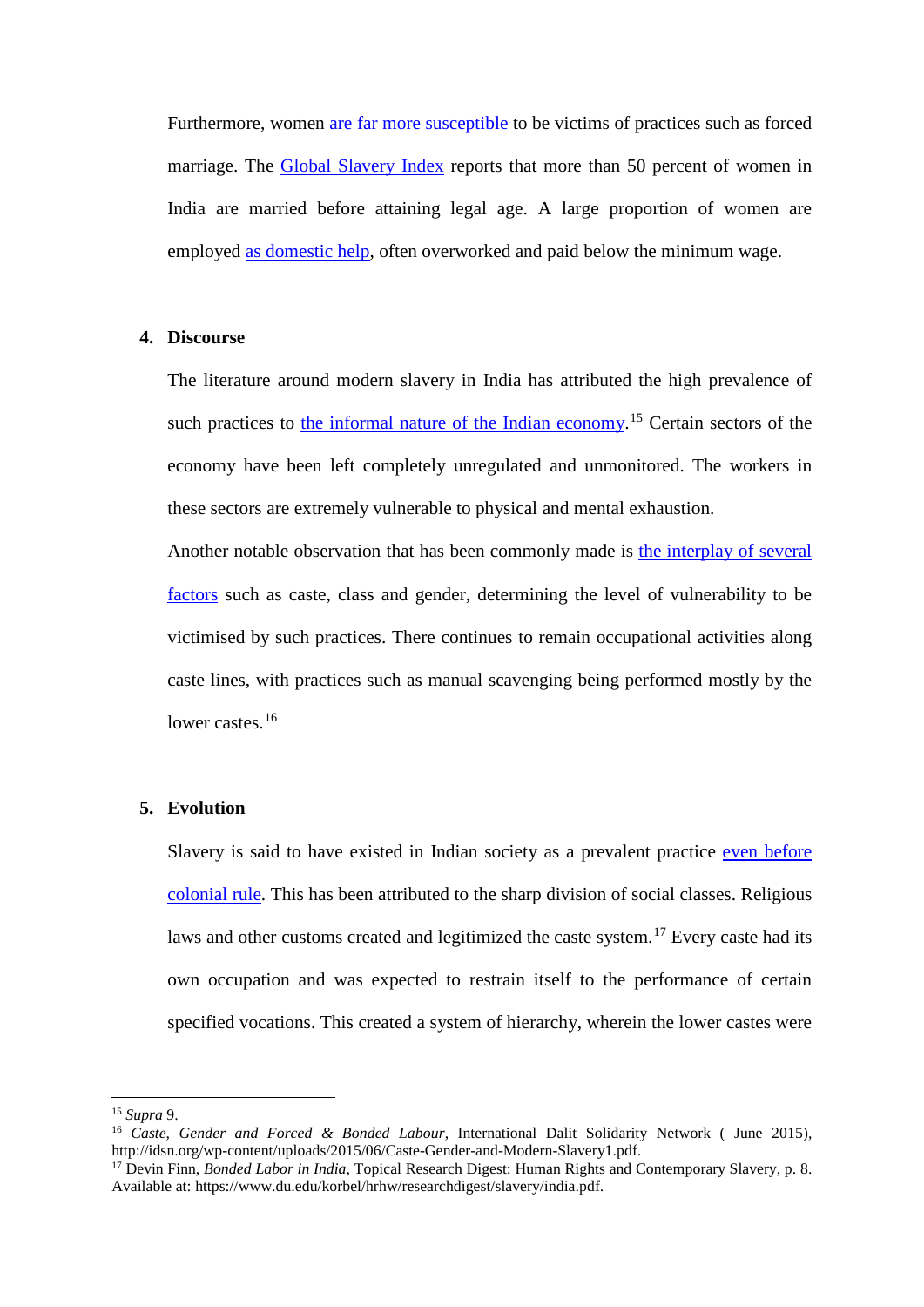Furthermore, women are far more susceptible to be victims of practices such as forced marriage. The Global Slavery Index reports that more than 50 percent of women in India are married before attaining legal age. A large proportion of women are employed as domestic help, often overworked and paid below the minimum wage.

## 4. Discourse

The literature around modern slavery in India has attributed the high prevalence of such practices to the informal nature of the Indian economy.[15] Certain sectors of the economy have been left completely unregulated and unmonitored. The workers in these sectors are extremely vulnerable to physical and mental exhaustion.

Another notable observation that has been commonly made is the interplay of several factors such as caste, class and gender, determining the level of vulnerability to be victimised by such practices. There continues to remain occupational activities along caste lines, with practices such as manual scavenging being performed mostly by the lower castes.[16]

## 5. Evolution

Slavery is said to have existed in Indian society as a prevalent practice even before colonial rule. This has been attributed to the sharp division of social classes. Religious laws and other customs created and legitimized the caste system.[17] Every caste had its own occupation and was expected to restrain itself to the performance of certain specified vocations. This created a system of hierarchy, wherein the lower castes were

---

[15] *Supra* 9.

[16] *Caste, Gender and Forced & Bonded Labour*, International Dalit Solidarity Network ( June 2015), http://idsn.org/wp-content/uploads/2015/06/Caste-Gender-and-Modern-Slavery1.pdf.

[17] Devin Finn, *Bonded Labor in India*, Topical Research Digest: Human Rights and Contemporary Slavery, p. 8. Available at: https://www.du.edu/korbel/hrhw/researchdigest/slavery/india.pdf.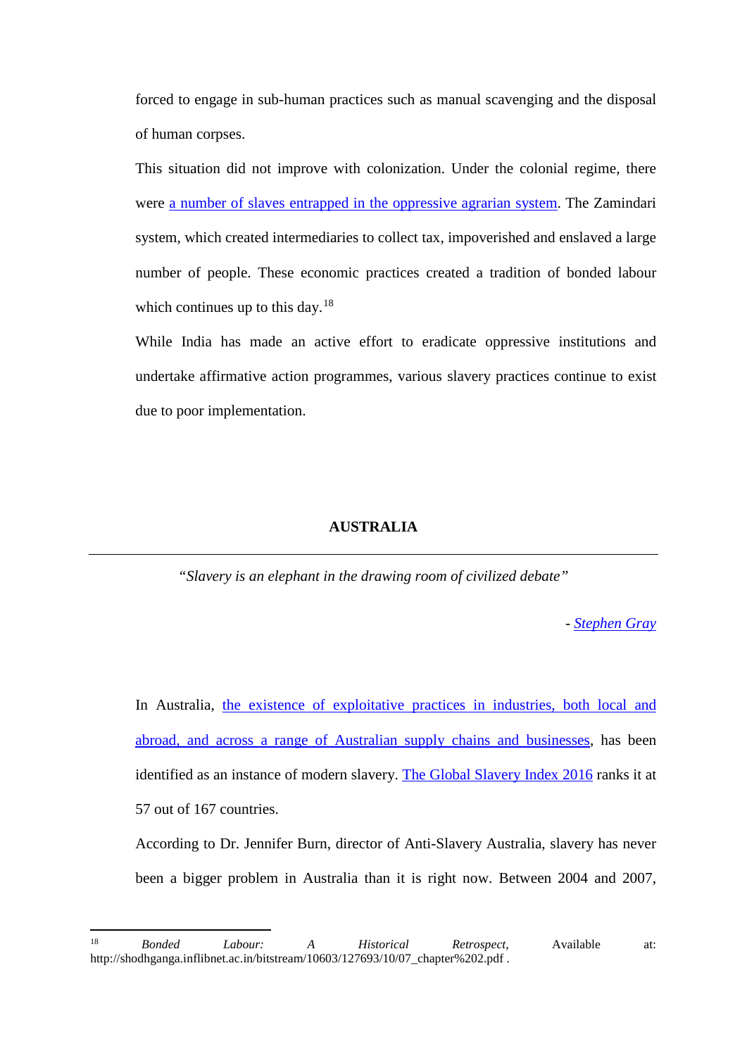forced to engage in sub-human practices such as manual scavenging and the disposal of human corpses.

This situation did not improve with colonization. Under the colonial regime, there were a number of slaves entrapped in the oppressive agrarian system. The Zamindari system, which created intermediaries to collect tax, impoverished and enslaved a large number of people. These economic practices created a tradition of bonded labour which continues up to this day.[18]

While India has made an active effort to eradicate oppressive institutions and undertake affirmative action programmes, various slavery practices continue to exist due to poor implementation.

## AUSTRALIA

---

*"Slavery is an elephant in the drawing room of civilized debate"*

\- *Stephen Gray*

In Australia, the existence of exploitative practices in industries, both local and abroad, and across a range of Australian supply chains and businesses, has been identified as an instance of modern slavery. The Global Slavery Index 2016 ranks it at 57 out of 167 countries.

According to Dr. Jennifer Burn, director of Anti-Slavery Australia, slavery has never been a bigger problem in Australia than it is right now. Between 2004 and 2007,

---

[18] *Bonded Labour: A Historical Retrospect*, Available at: http://shodhganga.inflibnet.ac.in/bitstream/10603/127693/10/07_chapter%202.pdf .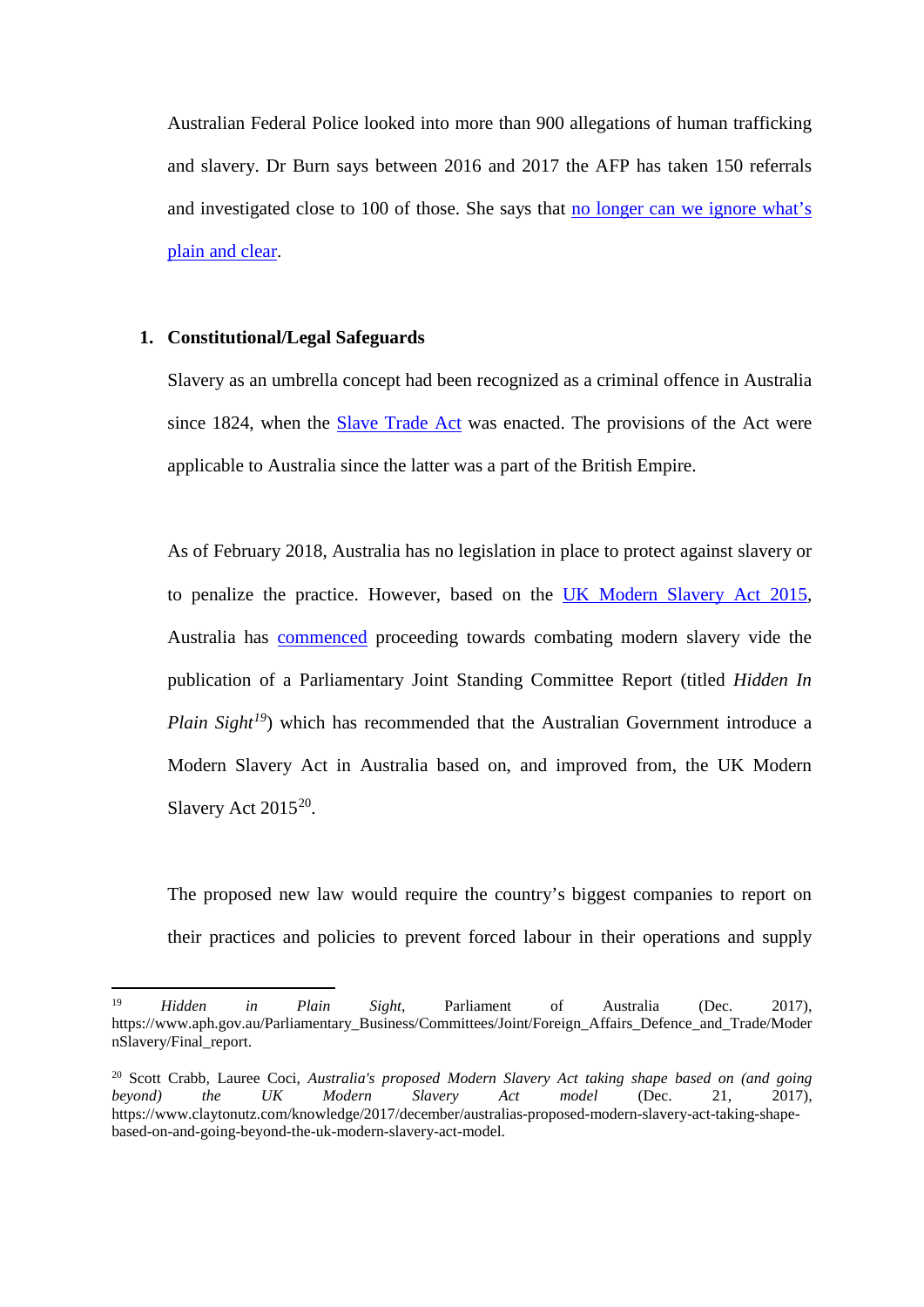Australian Federal Police looked into more than 900 allegations of human trafficking and slavery. Dr Burn says between 2016 and 2017 the AFP has taken 150 referrals and investigated close to 100 of those. She says that no longer can we ignore what's plain and clear.

## 1. Constitutional/Legal Safeguards

Slavery as an umbrella concept had been recognized as a criminal offence in Australia since 1824, when the Slave Trade Act was enacted. The provisions of the Act were applicable to Australia since the latter was a part of the British Empire.

As of February 2018, Australia has no legislation in place to protect against slavery or to penalize the practice. However, based on the UK Modern Slavery Act 2015, Australia has commenced proceeding towards combating modern slavery vide the publication of a Parliamentary Joint Standing Committee Report (titled *Hidden In Plain Sight*[19]) which has recommended that the Australian Government introduce a Modern Slavery Act in Australia based on, and improved from, the UK Modern Slavery Act 2015[20].

The proposed new law would require the country's biggest companies to report on their practices and policies to prevent forced labour in their operations and supply

---

[19] *Hidden in Plain Sight*, Parliament of Australia (Dec. 2017), https://www.aph.gov.au/Parliamentary_Business/Committees/Joint/Foreign_Affairs_Defence_and_Trade/ModernSlavery/Final_report.

[20] Scott Crabb, Lauree Coci, *Australia's proposed Modern Slavery Act taking shape based on (and going beyond) the UK Modern Slavery Act model* (Dec. 21, 2017), https://www.claytonutz.com/knowledge/2017/december/australias-proposed-modern-slavery-act-taking-shape-based-on-and-going-beyond-the-uk-modern-slavery-act-model.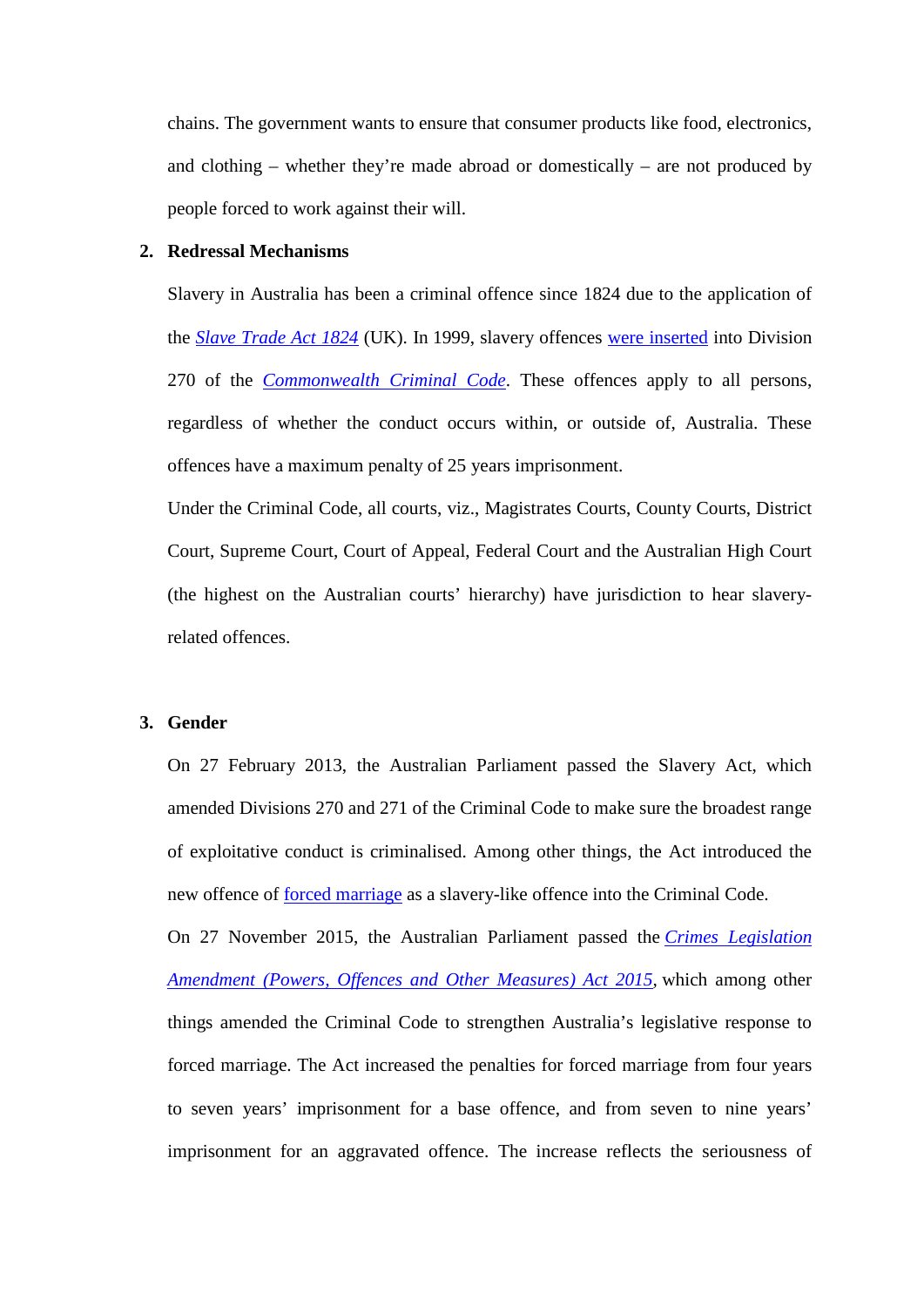chains. The government wants to ensure that consumer products like food, electronics, and clothing – whether they're made abroad or domestically – are not produced by people forced to work against their will.

**2. Redressal Mechanisms**

Slavery in Australia has been a criminal offence since 1824 due to the application of the *Slave Trade Act 1824* (UK). In 1999, slavery offences were inserted into Division 270 of the *Commonwealth Criminal Code*. These offences apply to all persons, regardless of whether the conduct occurs within, or outside of, Australia. These offences have a maximum penalty of 25 years imprisonment.

Under the Criminal Code, all courts, viz., Magistrates Courts, County Courts, District Court, Supreme Court, Court of Appeal, Federal Court and the Australian High Court (the highest on the Australian courts' hierarchy) have jurisdiction to hear slavery-related offences.

**3. Gender**

On 27 February 2013, the Australian Parliament passed the Slavery Act, which amended Divisions 270 and 271 of the Criminal Code to make sure the broadest range of exploitative conduct is criminalised. Among other things, the Act introduced the new offence of forced marriage as a slavery-like offence into the Criminal Code.

On 27 November 2015, the Australian Parliament passed the *Crimes Legislation Amendment (Powers, Offences and Other Measures) Act 2015*, which among other things amended the Criminal Code to strengthen Australia's legislative response to forced marriage. The Act increased the penalties for forced marriage from four years to seven years' imprisonment for a base offence, and from seven to nine years' imprisonment for an aggravated offence. The increase reflects the seriousness of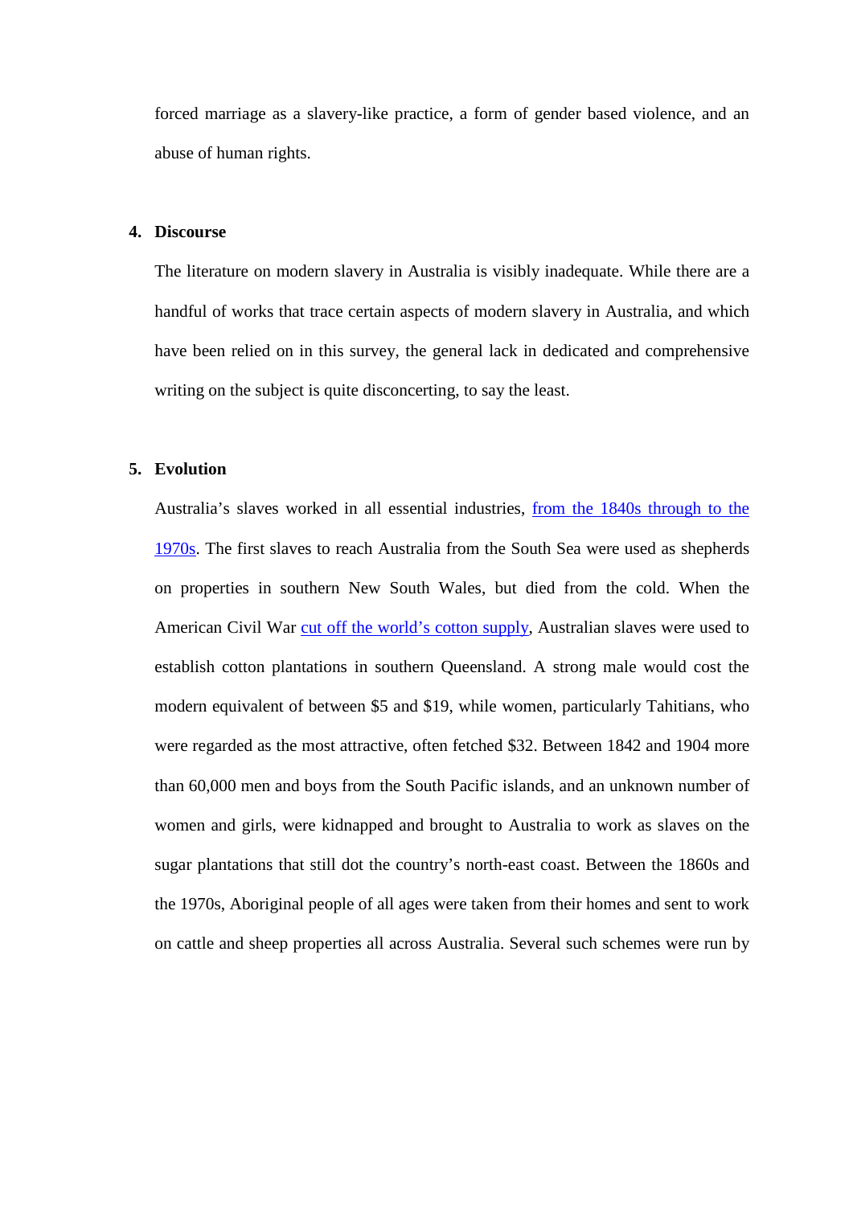forced marriage as a slavery-like practice, a form of gender based violence, and an abuse of human rights.

**4. Discourse**

The literature on modern slavery in Australia is visibly inadequate. While there are a handful of works that trace certain aspects of modern slavery in Australia, and which have been relied on in this survey, the general lack in dedicated and comprehensive writing on the subject is quite disconcerting, to say the least.

**5. Evolution**

Australia's slaves worked in all essential industries, from the 1840s through to the 1970s. The first slaves to reach Australia from the South Sea were used as shepherds on properties in southern New South Wales, but died from the cold. When the American Civil War cut off the world's cotton supply, Australian slaves were used to establish cotton plantations in southern Queensland. A strong male would cost the modern equivalent of between $5 and $19, while women, particularly Tahitians, who were regarded as the most attractive, often fetched $32. Between 1842 and 1904 more than 60,000 men and boys from the South Pacific islands, and an unknown number of women and girls, were kidnapped and brought to Australia to work as slaves on the sugar plantations that still dot the country's north-east coast. Between the 1860s and the 1970s, Aboriginal people of all ages were taken from their homes and sent to work on cattle and sheep properties all across Australia. Several such schemes were run by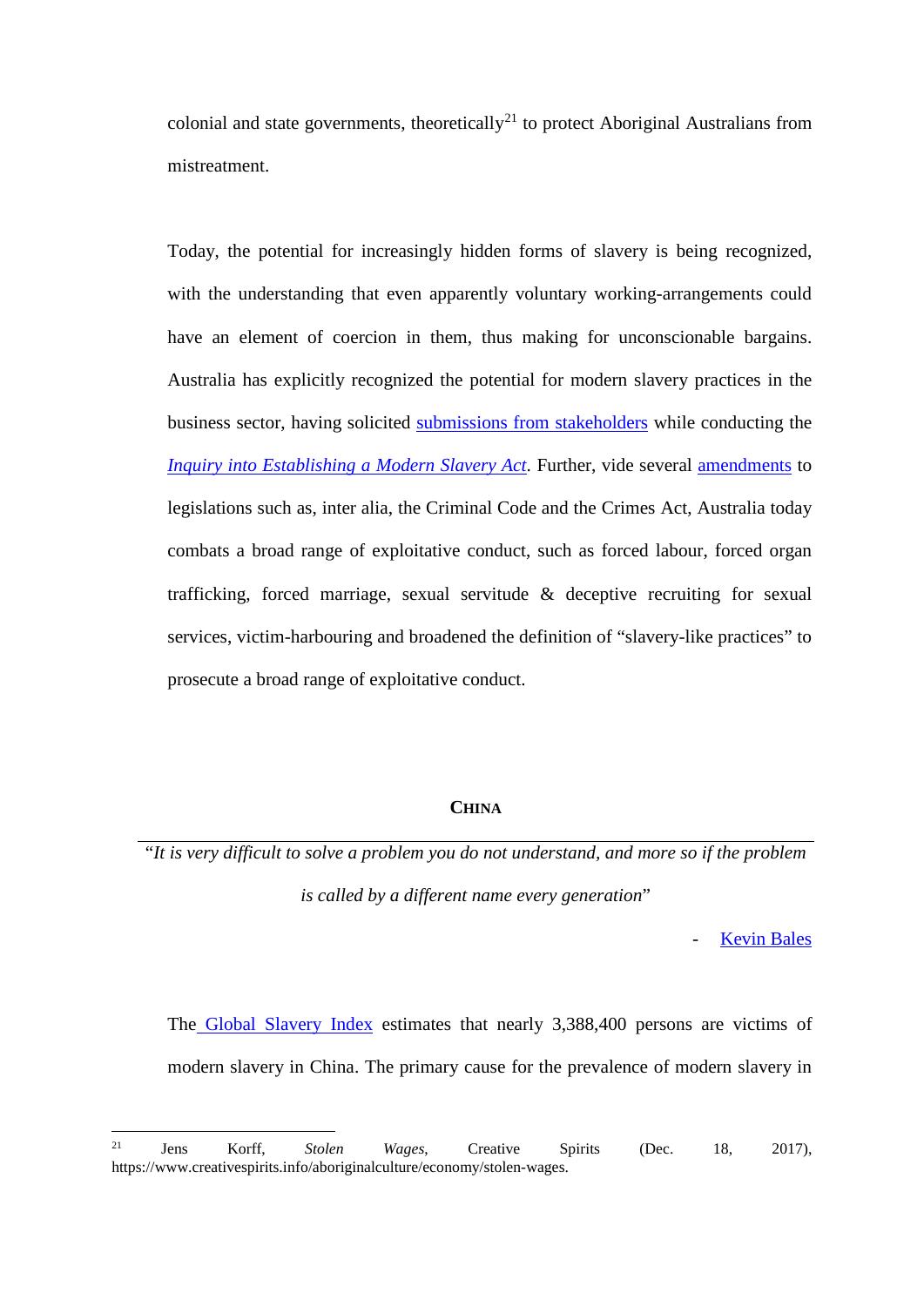colonial and state governments, theoretically[21] to protect Aboriginal Australians from mistreatment.

Today, the potential for increasingly hidden forms of slavery is being recognized, with the understanding that even apparently voluntary working-arrangements could have an element of coercion in them, thus making for unconscionable bargains. Australia has explicitly recognized the potential for modern slavery practices in the business sector, having solicited submissions from stakeholders while conducting the *Inquiry into Establishing a Modern Slavery Act*. Further, vide several amendments to legislations such as, inter alia, the Criminal Code and the Crimes Act, Australia today combats a broad range of exploitative conduct, such as forced labour, forced organ trafficking, forced marriage, sexual servitude & deceptive recruiting for sexual services, victim-harbouring and broadened the definition of "slavery-like practices" to prosecute a broad range of exploitative conduct.

## CHINA

"*It is very difficult to solve a problem you do not understand, and more so if the problem is called by a different name every generation*"

\- Kevin Bales

The Global Slavery Index estimates that nearly 3,388,400 persons are victims of modern slavery in China. The primary cause for the prevalence of modern slavery in

---

[21] Jens Korff, *Stolen Wages*, Creative Spirits (Dec. 18, 2017), https://www.creativespirits.info/aboriginalculture/economy/stolen-wages.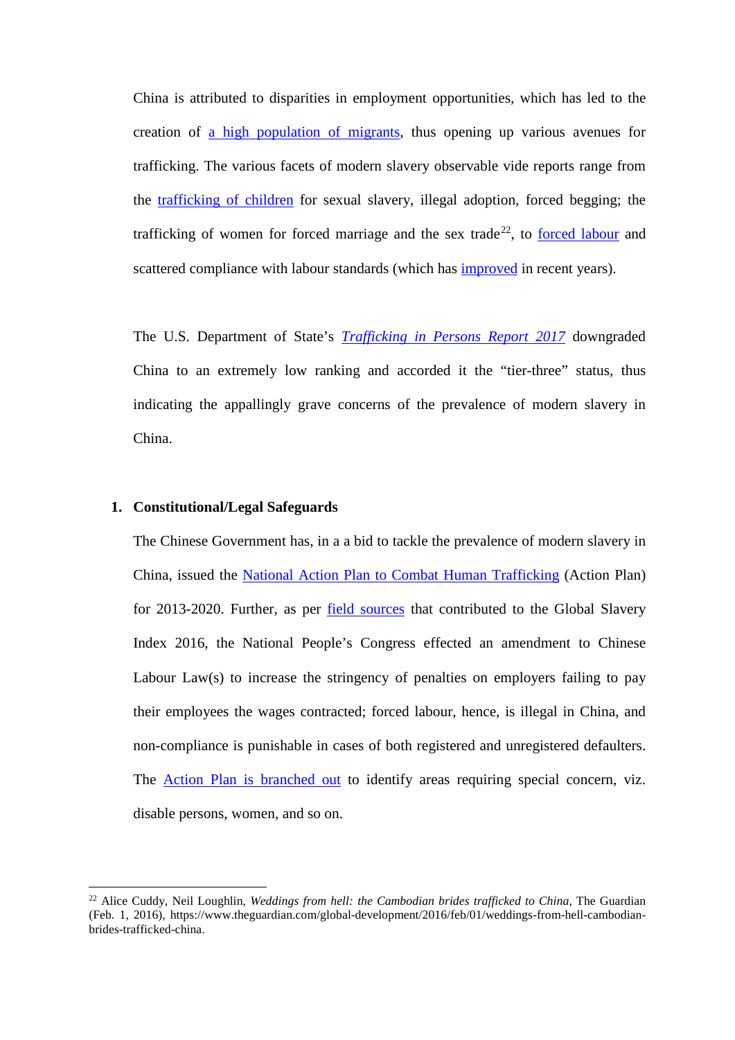China is attributed to disparities in employment opportunities, which has led to the creation of a high population of migrants, thus opening up various avenues for trafficking. The various facets of modern slavery observable vide reports range from the trafficking of children for sexual slavery, illegal adoption, forced begging; the trafficking of women for forced marriage and the sex trade[22], to forced labour and scattered compliance with labour standards (which has improved in recent years).

The U.S. Department of State's *Trafficking in Persons Report 2017* downgraded China to an extremely low ranking and accorded it the "tier-three" status, thus indicating the appallingly grave concerns of the prevalence of modern slavery in China.

**1. Constitutional/Legal Safeguards**

The Chinese Government has, in a a bid to tackle the prevalence of modern slavery in China, issued the National Action Plan to Combat Human Trafficking (Action Plan) for 2013-2020. Further, as per field sources that contributed to the Global Slavery Index 2016, the National People's Congress effected an amendment to Chinese Labour Law(s) to increase the stringency of penalties on employers failing to pay their employees the wages contracted; forced labour, hence, is illegal in China, and non-compliance is punishable in cases of both registered and unregistered defaulters. The Action Plan is branched out to identify areas requiring special concern, viz. disable persons, women, and so on.

---

[22] Alice Cuddy, Neil Loughlin, *Weddings from hell: the Cambodian brides trafficked to China*, The Guardian (Feb. 1, 2016), https://www.theguardian.com/global-development/2016/feb/01/weddings-from-hell-cambodian-brides-trafficked-china.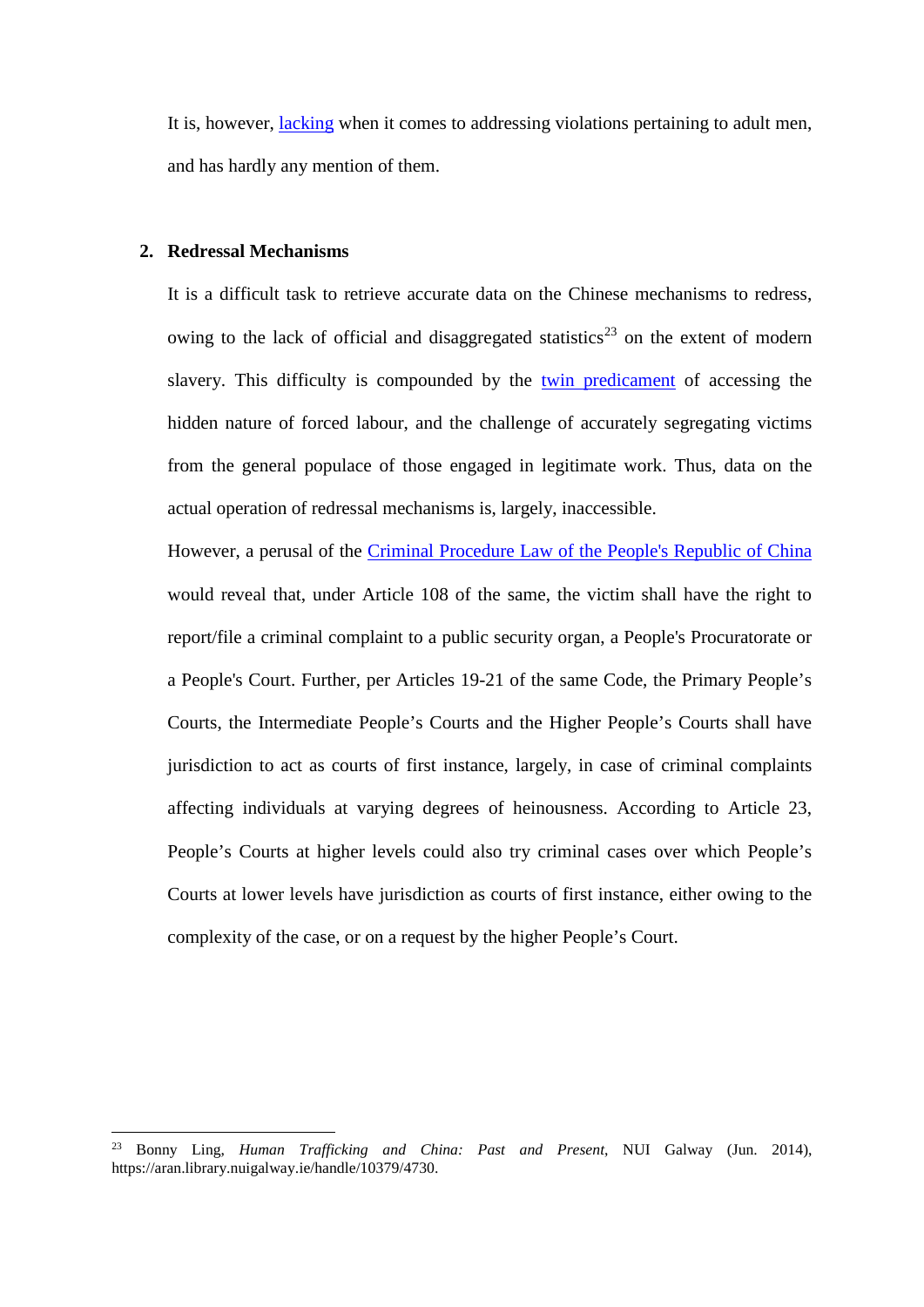It is, however, lacking when it comes to addressing violations pertaining to adult men, and has hardly any mention of them.

## 2. Redressal Mechanisms

It is a difficult task to retrieve accurate data on the Chinese mechanisms to redress, owing to the lack of official and disaggregated statistics[23] on the extent of modern slavery. This difficulty is compounded by the twin predicament of accessing the hidden nature of forced labour, and the challenge of accurately segregating victims from the general populace of those engaged in legitimate work. Thus, data on the actual operation of redressal mechanisms is, largely, inaccessible.

However, a perusal of the Criminal Procedure Law of the People's Republic of China would reveal that, under Article 108 of the same, the victim shall have the right to report/file a criminal complaint to a public security organ, a People's Procuratorate or a People's Court. Further, per Articles 19-21 of the same Code, the Primary People's Courts, the Intermediate People's Courts and the Higher People's Courts shall have jurisdiction to act as courts of first instance, largely, in case of criminal complaints affecting individuals at varying degrees of heinousness. According to Article 23, People's Courts at higher levels could also try criminal cases over which People's Courts at lower levels have jurisdiction as courts of first instance, either owing to the complexity of the case, or on a request by the higher People's Court.

---

[23] Bonny Ling, *Human Trafficking and China: Past and Present*, NUI Galway (Jun. 2014), https://aran.library.nuigalway.ie/handle/10379/4730.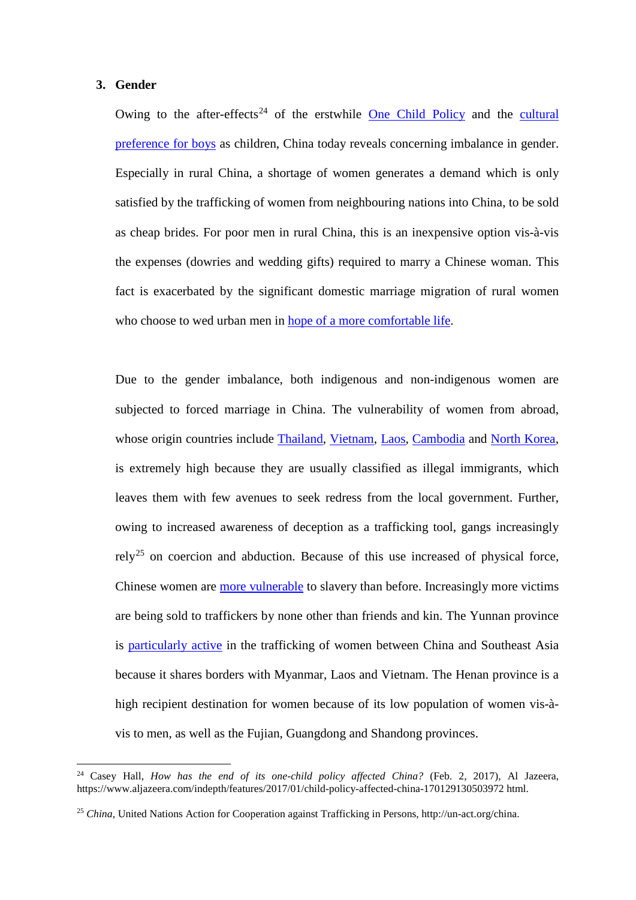### 3. Gender

Owing to the after-effects[24] of the erstwhile One Child Policy and the cultural preference for boys as children, China today reveals concerning imbalance in gender. Especially in rural China, a shortage of women generates a demand which is only satisfied by the trafficking of women from neighbouring nations into China, to be sold as cheap brides. For poor men in rural China, this is an inexpensive option vis-à-vis the expenses (dowries and wedding gifts) required to marry a Chinese woman. This fact is exacerbated by the significant domestic marriage migration of rural women who choose to wed urban men in hope of a more comfortable life.

Due to the gender imbalance, both indigenous and non-indigenous women are subjected to forced marriage in China. The vulnerability of women from abroad, whose origin countries include Thailand, Vietnam, Laos, Cambodia and North Korea, is extremely high because they are usually classified as illegal immigrants, which leaves them with few avenues to seek redress from the local government. Further, owing to increased awareness of deception as a trafficking tool, gangs increasingly rely[25] on coercion and abduction. Because of this use increased of physical force, Chinese women are more vulnerable to slavery than before. Increasingly more victims are being sold to traffickers by none other than friends and kin. The Yunnan province is particularly active in the trafficking of women between China and Southeast Asia because it shares borders with Myanmar, Laos and Vietnam. The Henan province is a high recipient destination for women because of its low population of women vis-à-vis to men, as well as the Fujian, Guangdong and Shandong provinces.

---

[24] Casey Hall, *How has the end of its one-child policy affected China?* (Feb. 2, 2017), Al Jazeera, https://www.aljazeera.com/indepth/features/2017/01/child-policy-affected-china-170129130503972 html.

[25] *China*, United Nations Action for Cooperation against Trafficking in Persons, http://un-act.org/china.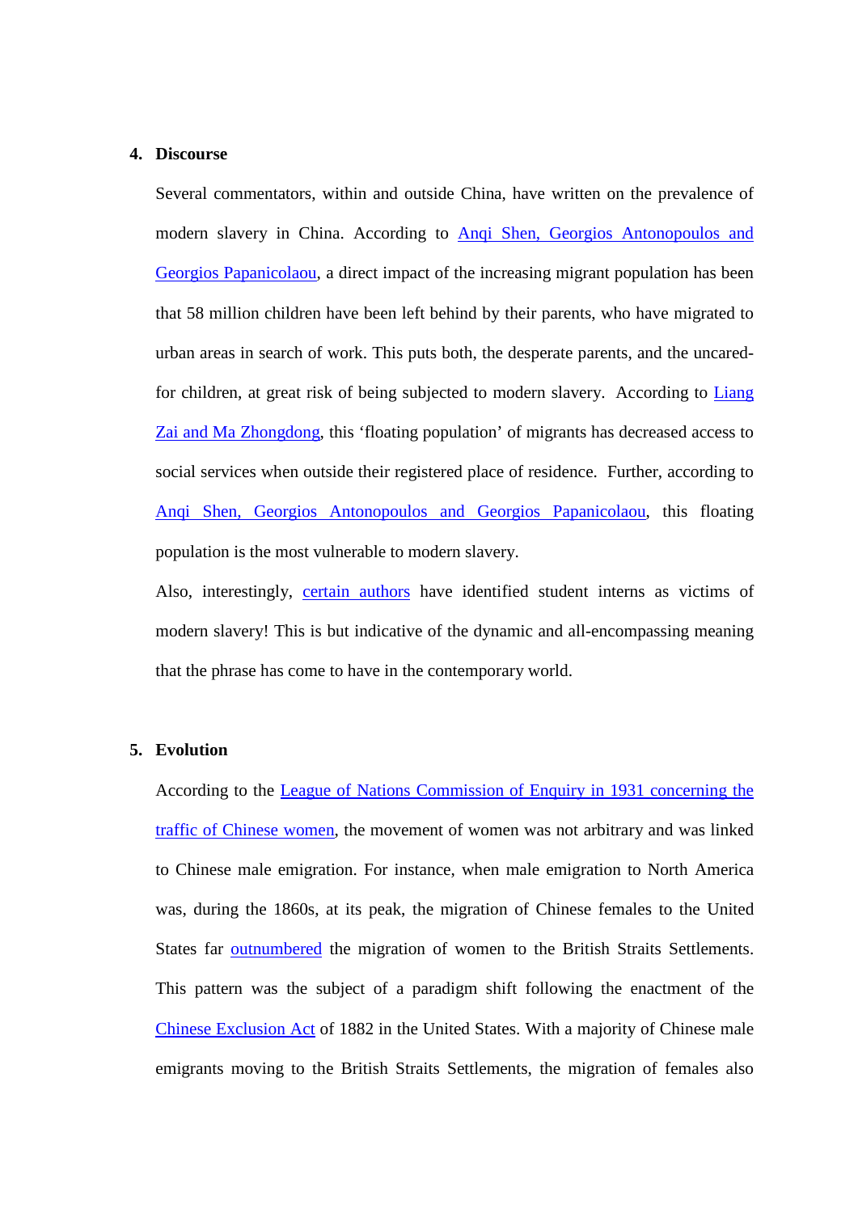## 4. Discourse

Several commentators, within and outside China, have written on the prevalence of modern slavery in China. According to Anqi Shen, Georgios Antonopoulos and Georgios Papanicolaou, a direct impact of the increasing migrant population has been that 58 million children have been left behind by their parents, who have migrated to urban areas in search of work. This puts both, the desperate parents, and the uncared-for children, at great risk of being subjected to modern slavery. According to Liang Zai and Ma Zhongdong, this 'floating population' of migrants has decreased access to social services when outside their registered place of residence. Further, according to Anqi Shen, Georgios Antonopoulos and Georgios Papanicolaou, this floating population is the most vulnerable to modern slavery.

Also, interestingly, certain authors have identified student interns as victims of modern slavery! This is but indicative of the dynamic and all-encompassing meaning that the phrase has come to have in the contemporary world.

## 5. Evolution

According to the League of Nations Commission of Enquiry in 1931 concerning the traffic of Chinese women, the movement of women was not arbitrary and was linked to Chinese male emigration. For instance, when male emigration to North America was, during the 1860s, at its peak, the migration of Chinese females to the United States far outnumbered the migration of women to the British Straits Settlements. This pattern was the subject of a paradigm shift following the enactment of the Chinese Exclusion Act of 1882 in the United States. With a majority of Chinese male emigrants moving to the British Straits Settlements, the migration of females also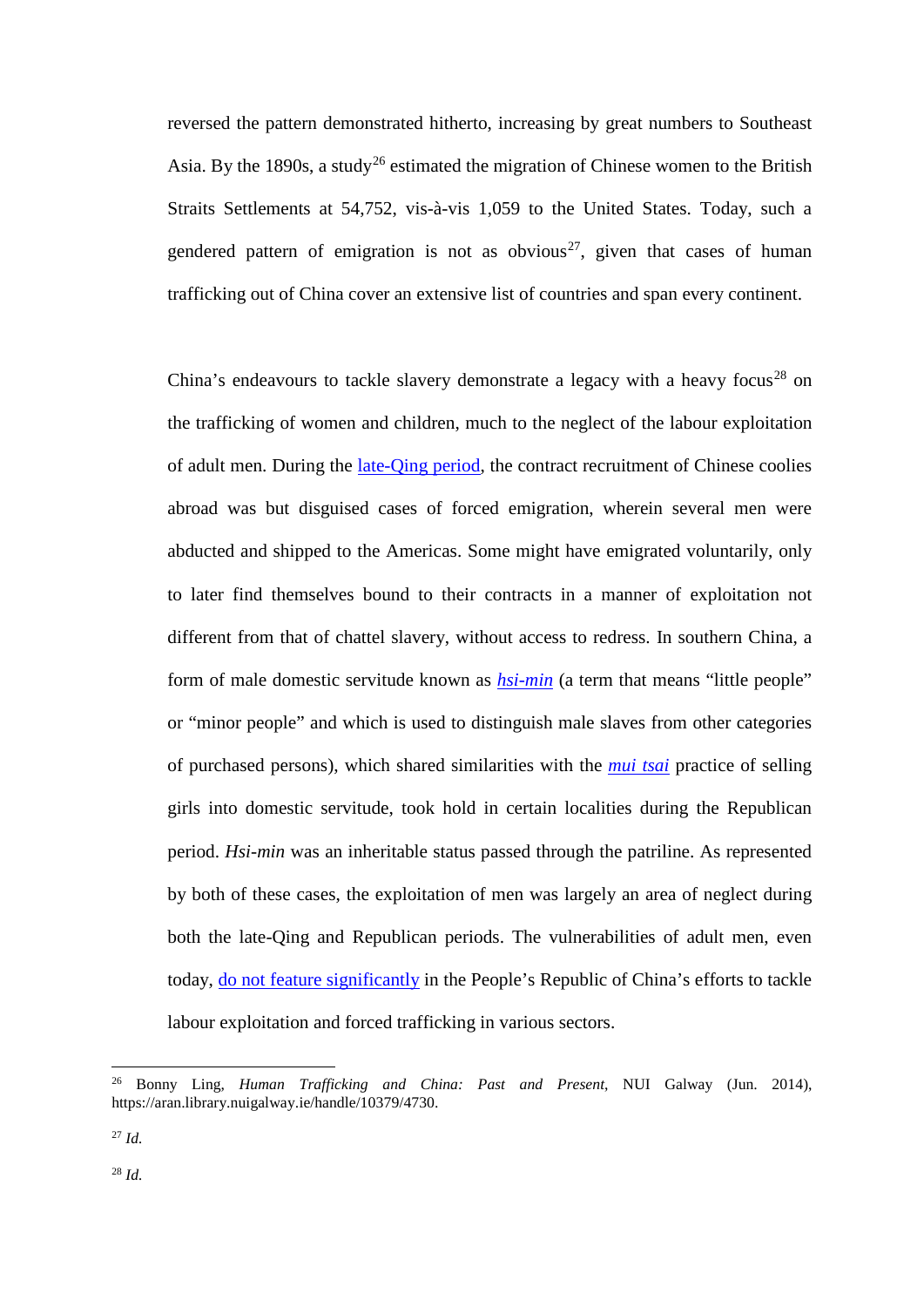reversed the pattern demonstrated hitherto, increasing by great numbers to Southeast Asia. By the 1890s, a study[26] estimated the migration of Chinese women to the British Straits Settlements at 54,752, vis-à-vis 1,059 to the United States. Today, such a gendered pattern of emigration is not as obvious[27], given that cases of human trafficking out of China cover an extensive list of countries and span every continent.

China's endeavours to tackle slavery demonstrate a legacy with a heavy focus[28] on the trafficking of women and children, much to the neglect of the labour exploitation of adult men. During the late-Qing period, the contract recruitment of Chinese coolies abroad was but disguised cases of forced emigration, wherein several men were abducted and shipped to the Americas. Some might have emigrated voluntarily, only to later find themselves bound to their contracts in a manner of exploitation not different from that of chattel slavery, without access to redress. In southern China, a form of male domestic servitude known as *hsi-min* (a term that means "little people" or "minor people" and which is used to distinguish male slaves from other categories of purchased persons), which shared similarities with the *mui tsai* practice of selling girls into domestic servitude, took hold in certain localities during the Republican period. *Hsi-min* was an inheritable status passed through the patriline. As represented by both of these cases, the exploitation of men was largely an area of neglect during both the late-Qing and Republican periods. The vulnerabilities of adult men, even today, do not feature significantly in the People's Republic of China's efforts to tackle labour exploitation and forced trafficking in various sectors.

---

[26] Bonny Ling, *Human Trafficking and China: Past and Present*, NUI Galway (Jun. 2014), https://aran.library.nuigalway.ie/handle/10379/4730.

[27] *Id.*

[28] *Id.*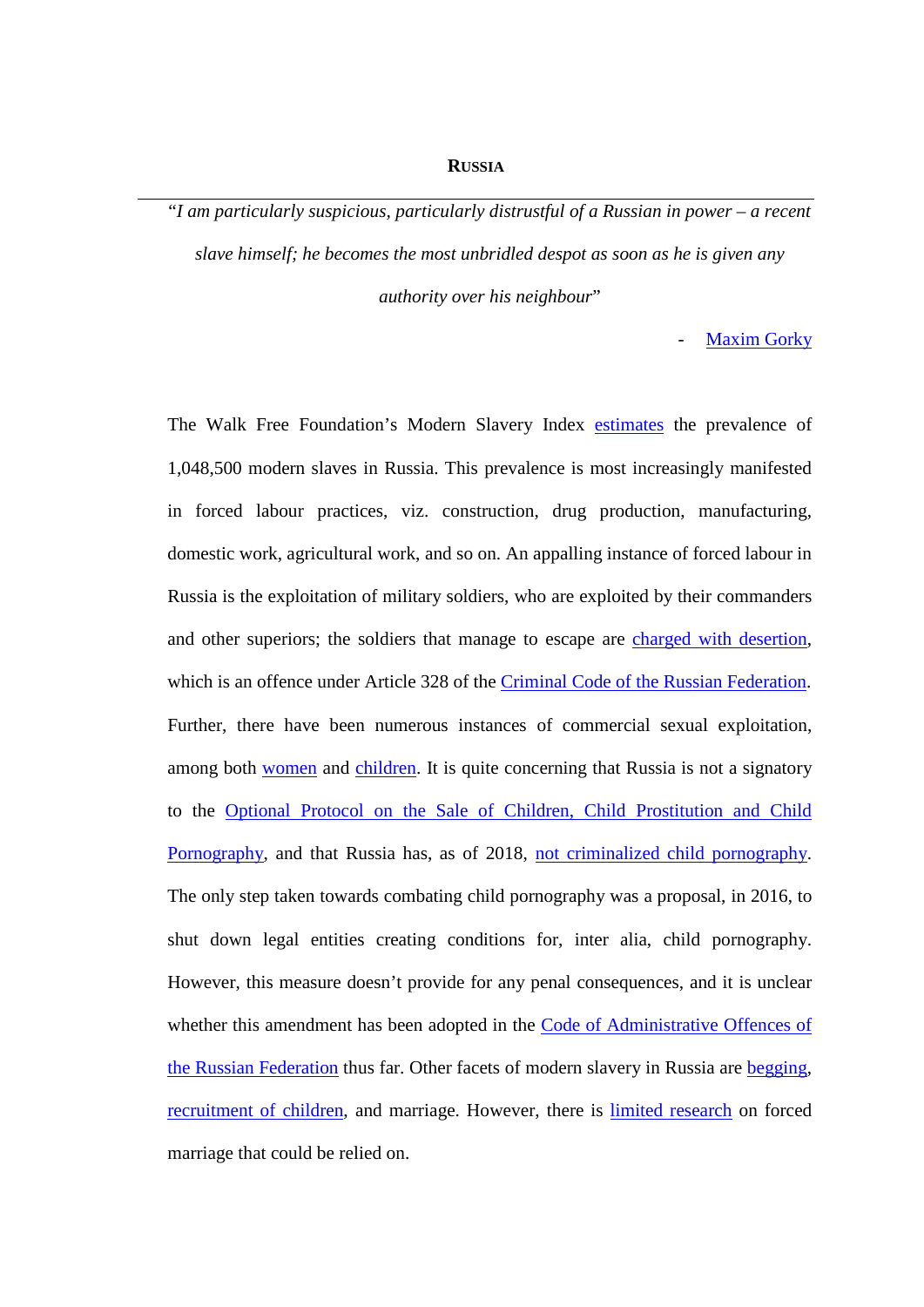## RUSSIA

*"I am particularly suspicious, particularly distrustful of a Russian in power – a recent slave himself; he becomes the most unbridled despot as soon as he is given any authority over his neighbour"*

- Maxim Gorky

The Walk Free Foundation's Modern Slavery Index estimates the prevalence of 1,048,500 modern slaves in Russia. This prevalence is most increasingly manifested in forced labour practices, viz. construction, drug production, manufacturing, domestic work, agricultural work, and so on. An appalling instance of forced labour in Russia is the exploitation of military soldiers, who are exploited by their commanders and other superiors; the soldiers that manage to escape are charged with desertion, which is an offence under Article 328 of the Criminal Code of the Russian Federation. Further, there have been numerous instances of commercial sexual exploitation, among both women and children. It is quite concerning that Russia is not a signatory to the Optional Protocol on the Sale of Children, Child Prostitution and Child Pornography, and that Russia has, as of 2018, not criminalized child pornography. The only step taken towards combating child pornography was a proposal, in 2016, to shut down legal entities creating conditions for, inter alia, child pornography. However, this measure doesn't provide for any penal consequences, and it is unclear whether this amendment has been adopted in the Code of Administrative Offences of the Russian Federation thus far. Other facets of modern slavery in Russia are begging, recruitment of children, and marriage. However, there is limited research on forced marriage that could be relied on.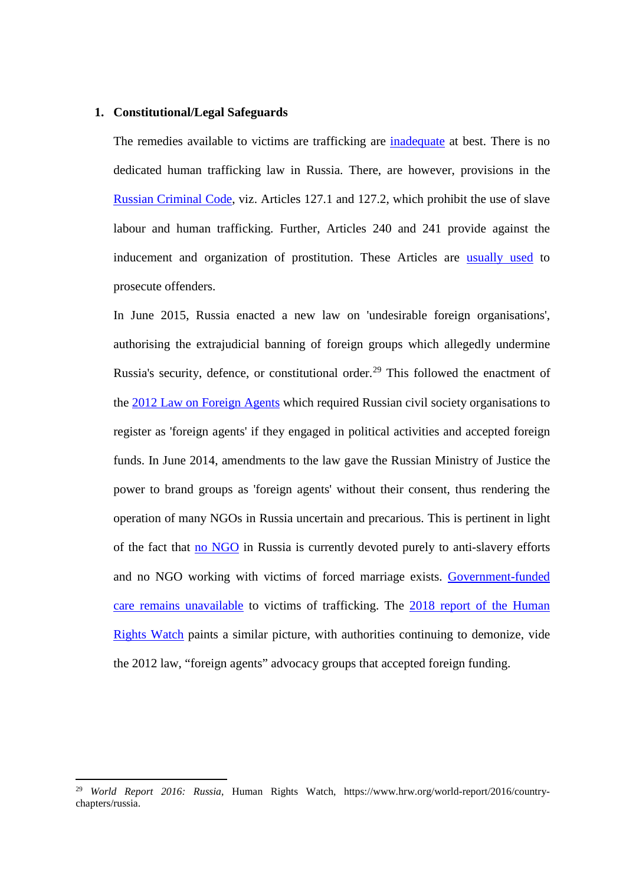## 1. Constitutional/Legal Safeguards

The remedies available to victims are trafficking are inadequate at best. There is no dedicated human trafficking law in Russia. There, are however, provisions in the Russian Criminal Code, viz. Articles 127.1 and 127.2, which prohibit the use of slave labour and human trafficking. Further, Articles 240 and 241 provide against the inducement and organization of prostitution. These Articles are usually used to prosecute offenders.

In June 2015, Russia enacted a new law on 'undesirable foreign organisations', authorising the extrajudicial banning of foreign groups which allegedly undermine Russia's security, defence, or constitutional order.[29] This followed the enactment of the 2012 Law on Foreign Agents which required Russian civil society organisations to register as 'foreign agents' if they engaged in political activities and accepted foreign funds. In June 2014, amendments to the law gave the Russian Ministry of Justice the power to brand groups as 'foreign agents' without their consent, thus rendering the operation of many NGOs in Russia uncertain and precarious. This is pertinent in light of the fact that no NGO in Russia is currently devoted purely to anti-slavery efforts and no NGO working with victims of forced marriage exists. Government-funded care remains unavailable to victims of trafficking. The 2018 report of the Human Rights Watch paints a similar picture, with authorities continuing to demonize, vide the 2012 law, "foreign agents" advocacy groups that accepted foreign funding.

[29] *World Report 2016: Russia*, Human Rights Watch, https://www.hrw.org/world-report/2016/country-chapters/russia.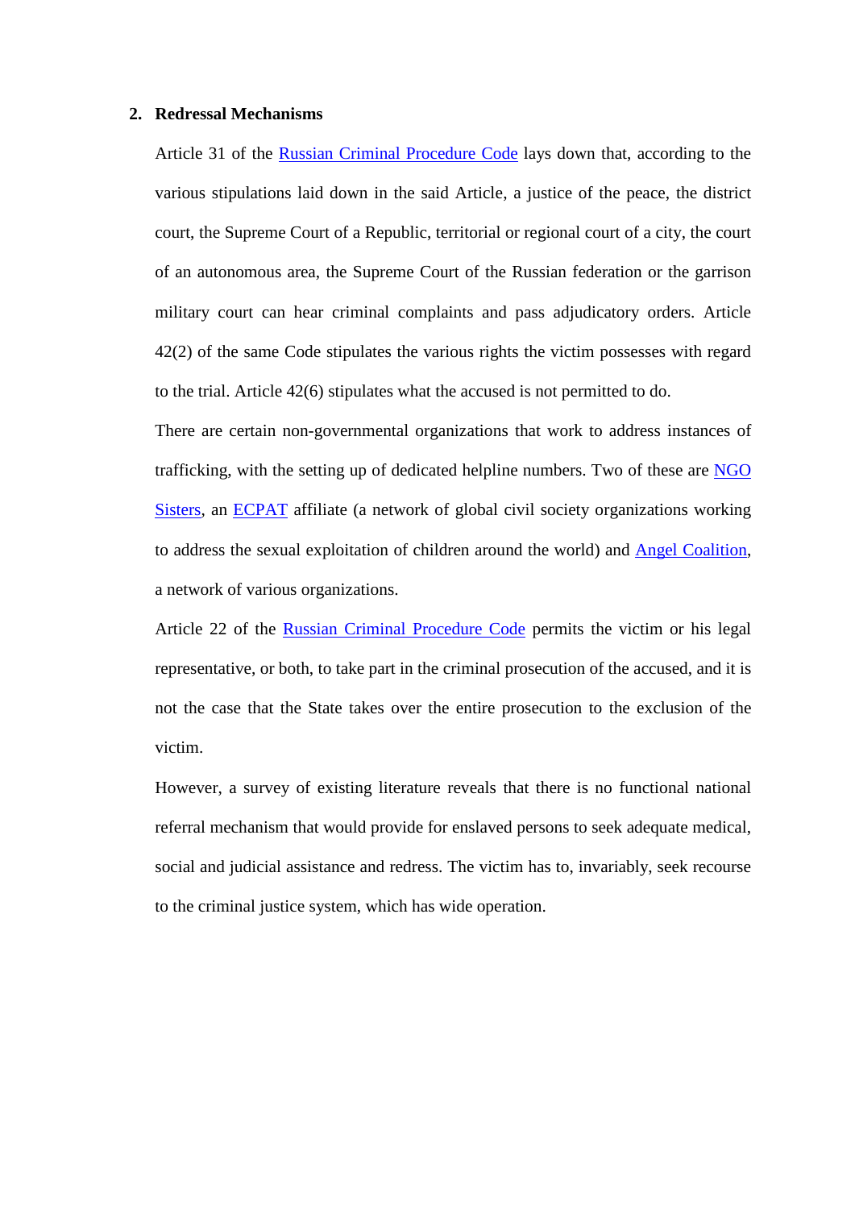## 2. Redressal Mechanisms

Article 31 of the Russian Criminal Procedure Code lays down that, according to the various stipulations laid down in the said Article, a justice of the peace, the district court, the Supreme Court of a Republic, territorial or regional court of a city, the court of an autonomous area, the Supreme Court of the Russian federation or the garrison military court can hear criminal complaints and pass adjudicatory orders. Article 42(2) of the same Code stipulates the various rights the victim possesses with regard to the trial. Article 42(6) stipulates what the accused is not permitted to do.

There are certain non-governmental organizations that work to address instances of trafficking, with the setting up of dedicated helpline numbers. Two of these are NGO Sisters, an ECPAT affiliate (a network of global civil society organizations working to address the sexual exploitation of children around the world) and Angel Coalition, a network of various organizations.

Article 22 of the Russian Criminal Procedure Code permits the victim or his legal representative, or both, to take part in the criminal prosecution of the accused, and it is not the case that the State takes over the entire prosecution to the exclusion of the victim.

However, a survey of existing literature reveals that there is no functional national referral mechanism that would provide for enslaved persons to seek adequate medical, social and judicial assistance and redress. The victim has to, invariably, seek recourse to the criminal justice system, which has wide operation.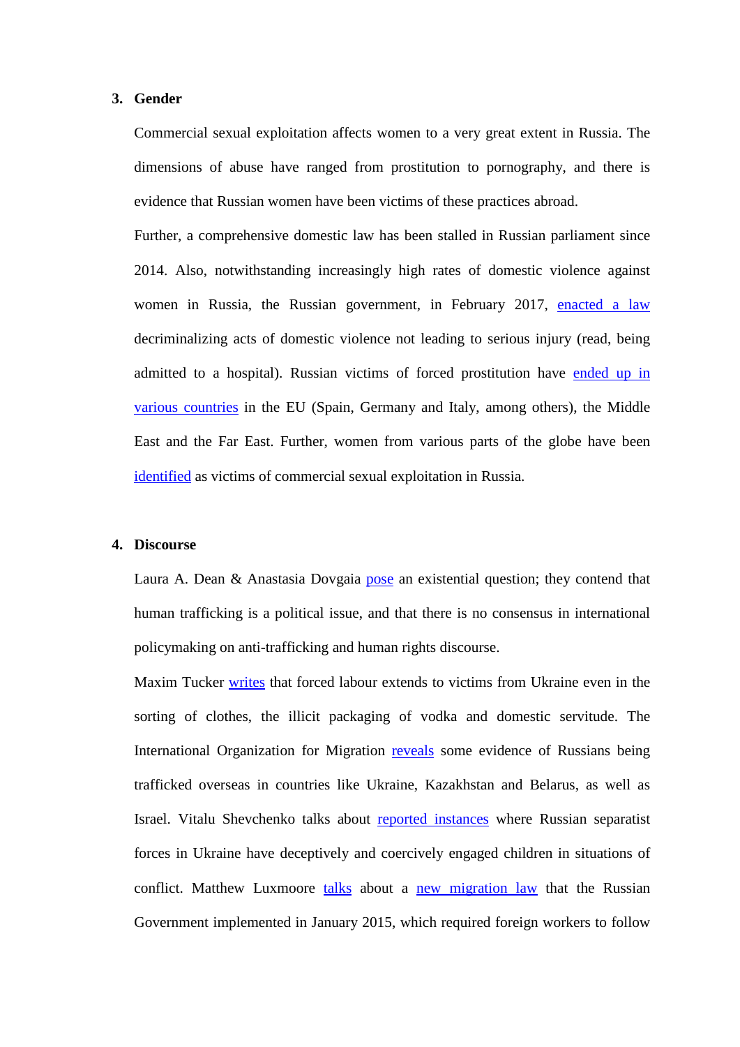3. **Gender**

Commercial sexual exploitation affects women to a very great extent in Russia. The dimensions of abuse have ranged from prostitution to pornography, and there is evidence that Russian women have been victims of these practices abroad.

Further, a comprehensive domestic law has been stalled in Russian parliament since 2014. Also, notwithstanding increasingly high rates of domestic violence against women in Russia, the Russian government, in February 2017, enacted a law decriminalizing acts of domestic violence not leading to serious injury (read, being admitted to a hospital). Russian victims of forced prostitution have ended up in various countries in the EU (Spain, Germany and Italy, among others), the Middle East and the Far East. Further, women from various parts of the globe have been identified as victims of commercial sexual exploitation in Russia.

4. **Discourse**

Laura A. Dean & Anastasia Dovgaia pose an existential question; they contend that human trafficking is a political issue, and that there is no consensus in international policymaking on anti-trafficking and human rights discourse.

Maxim Tucker writes that forced labour extends to victims from Ukraine even in the sorting of clothes, the illicit packaging of vodka and domestic servitude. The International Organization for Migration reveals some evidence of Russians being trafficked overseas in countries like Ukraine, Kazakhstan and Belarus, as well as Israel. Vitalu Shevchenko talks about reported instances where Russian separatist forces in Ukraine have deceptively and coercively engaged children in situations of conflict. Matthew Luxmoore talks about a new migration law that the Russian Government implemented in January 2015, which required foreign workers to follow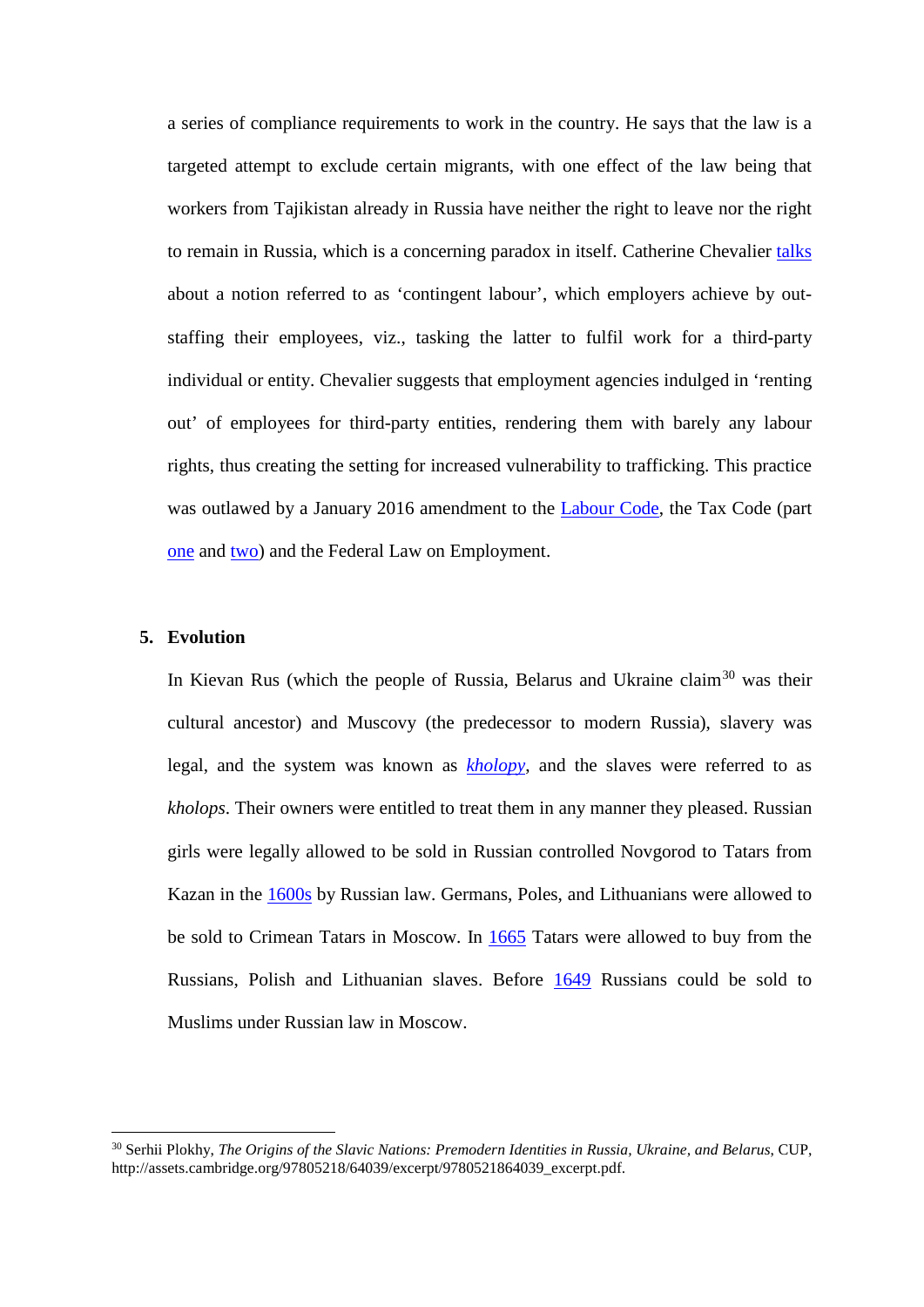a series of compliance requirements to work in the country. He says that the law is a targeted attempt to exclude certain migrants, with one effect of the law being that workers from Tajikistan already in Russia have neither the right to leave nor the right to remain in Russia, which is a concerning paradox in itself. Catherine Chevalier talks about a notion referred to as 'contingent labour', which employers achieve by out-staffing their employees, viz., tasking the latter to fulfil work for a third-party individual or entity. Chevalier suggests that employment agencies indulged in 'renting out' of employees for third-party entities, rendering them with barely any labour rights, thus creating the setting for increased vulnerability to trafficking. This practice was outlawed by a January 2016 amendment to the Labour Code, the Tax Code (part one and two) and the Federal Law on Employment.

## 5. Evolution

In Kievan Rus (which the people of Russia, Belarus and Ukraine claim[30] was their cultural ancestor) and Muscovy (the predecessor to modern Russia), slavery was legal, and the system was known as *kholopy*, and the slaves were referred to as *kholops*. Their owners were entitled to treat them in any manner they pleased. Russian girls were legally allowed to be sold in Russian controlled Novgorod to Tatars from Kazan in the 1600s by Russian law. Germans, Poles, and Lithuanians were allowed to be sold to Crimean Tatars in Moscow. In 1665 Tatars were allowed to buy from the Russians, Polish and Lithuanian slaves. Before 1649 Russians could be sold to Muslims under Russian law in Moscow.

---

[30] Serhii Plokhy, *The Origins of the Slavic Nations: Premodern Identities in Russia, Ukraine, and Belarus*, CUP, http://assets.cambridge.org/97805218/64039/excerpt/9780521864039_excerpt.pdf.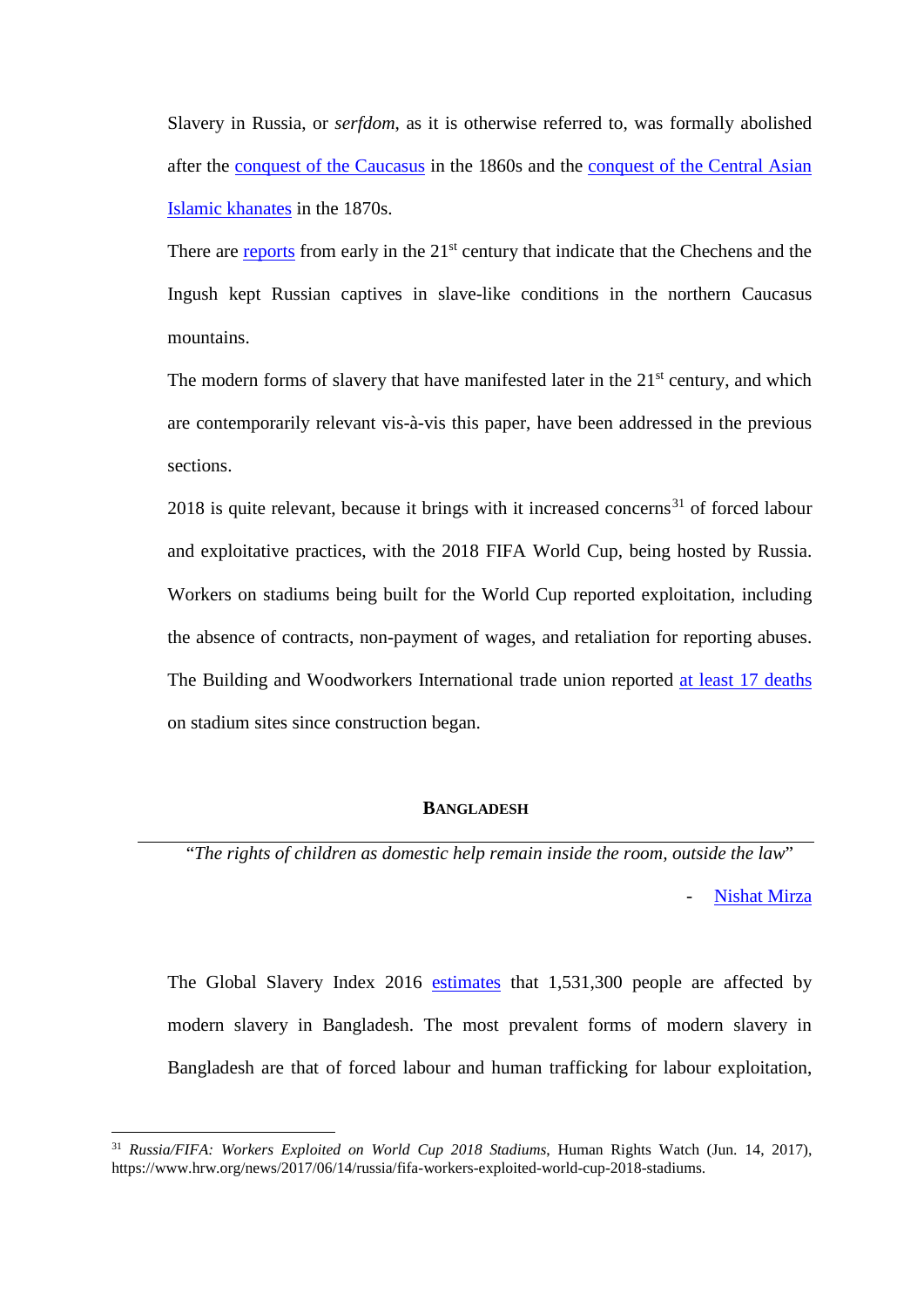Slavery in Russia, or *serfdom*, as it is otherwise referred to, was formally abolished after the conquest of the Caucasus in the 1860s and the conquest of the Central Asian Islamic khanates in the 1870s.

There are reports from early in the 21st century that indicate that the Chechens and the Ingush kept Russian captives in slave-like conditions in the northern Caucasus mountains.

The modern forms of slavery that have manifested later in the 21st century, and which are contemporarily relevant vis-à-vis this paper, have been addressed in the previous sections.

2018 is quite relevant, because it brings with it increased concerns[31] of forced labour and exploitative practices, with the 2018 FIFA World Cup, being hosted by Russia. Workers on stadiums being built for the World Cup reported exploitation, including the absence of contracts, non-payment of wages, and retaliation for reporting abuses. The Building and Woodworkers International trade union reported at least 17 deaths on stadium sites since construction began.

## BANGLADESH

---

"*The rights of children as domestic help remain inside the room, outside the law*"

- Nishat Mirza

The Global Slavery Index 2016 estimates that 1,531,300 people are affected by modern slavery in Bangladesh. The most prevalent forms of modern slavery in Bangladesh are that of forced labour and human trafficking for labour exploitation,

---

[31] *Russia/FIFA: Workers Exploited on World Cup 2018 Stadiums*, Human Rights Watch (Jun. 14, 2017), https://www.hrw.org/news/2017/06/14/russia/fifa-workers-exploited-world-cup-2018-stadiums.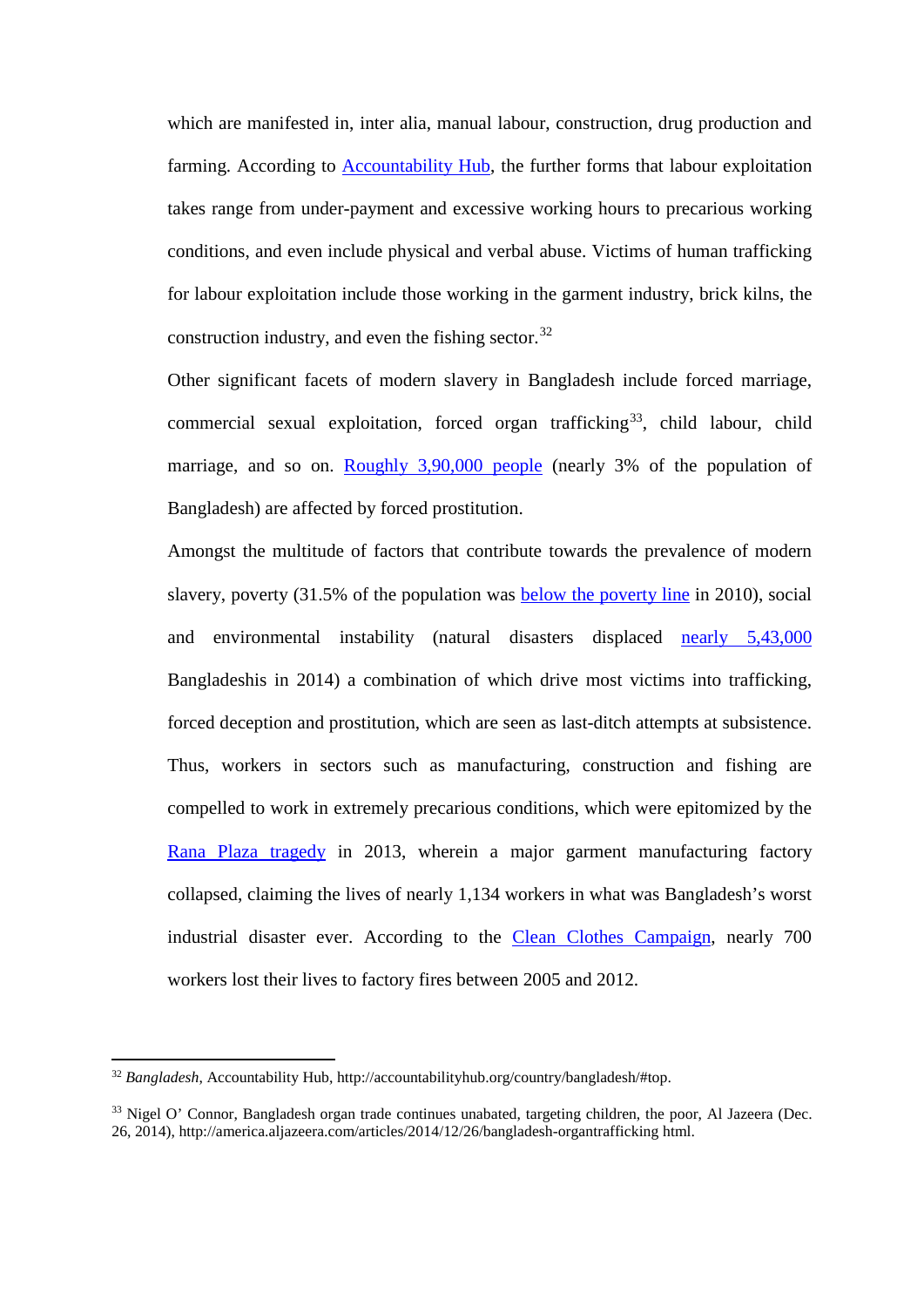which are manifested in, inter alia, manual labour, construction, drug production and farming. According to Accountability Hub, the further forms that labour exploitation takes range from under-payment and excessive working hours to precarious working conditions, and even include physical and verbal abuse. Victims of human trafficking for labour exploitation include those working in the garment industry, brick kilns, the construction industry, and even the fishing sector.[32]

Other significant facets of modern slavery in Bangladesh include forced marriage, commercial sexual exploitation, forced organ trafficking[33], child labour, child marriage, and so on. Roughly 3,90,000 people (nearly 3% of the population of Bangladesh) are affected by forced prostitution.

Amongst the multitude of factors that contribute towards the prevalence of modern slavery, poverty (31.5% of the population was below the poverty line in 2010), social and environmental instability (natural disasters displaced nearly 5,43,000 Bangladeshis in 2014) a combination of which drive most victims into trafficking, forced deception and prostitution, which are seen as last-ditch attempts at subsistence. Thus, workers in sectors such as manufacturing, construction and fishing are compelled to work in extremely precarious conditions, which were epitomized by the Rana Plaza tragedy in 2013, wherein a major garment manufacturing factory collapsed, claiming the lives of nearly 1,134 workers in what was Bangladesh's worst industrial disaster ever. According to the Clean Clothes Campaign, nearly 700 workers lost their lives to factory fires between 2005 and 2012.

---

[32] *Bangladesh*, Accountability Hub, http://accountabilityhub.org/country/bangladesh/#top.

[33] Nigel O' Connor, Bangladesh organ trade continues unabated, targeting children, the poor, Al Jazeera (Dec. 26, 2014), http://america.aljazeera.com/articles/2014/12/26/bangladesh-organtrafficking html.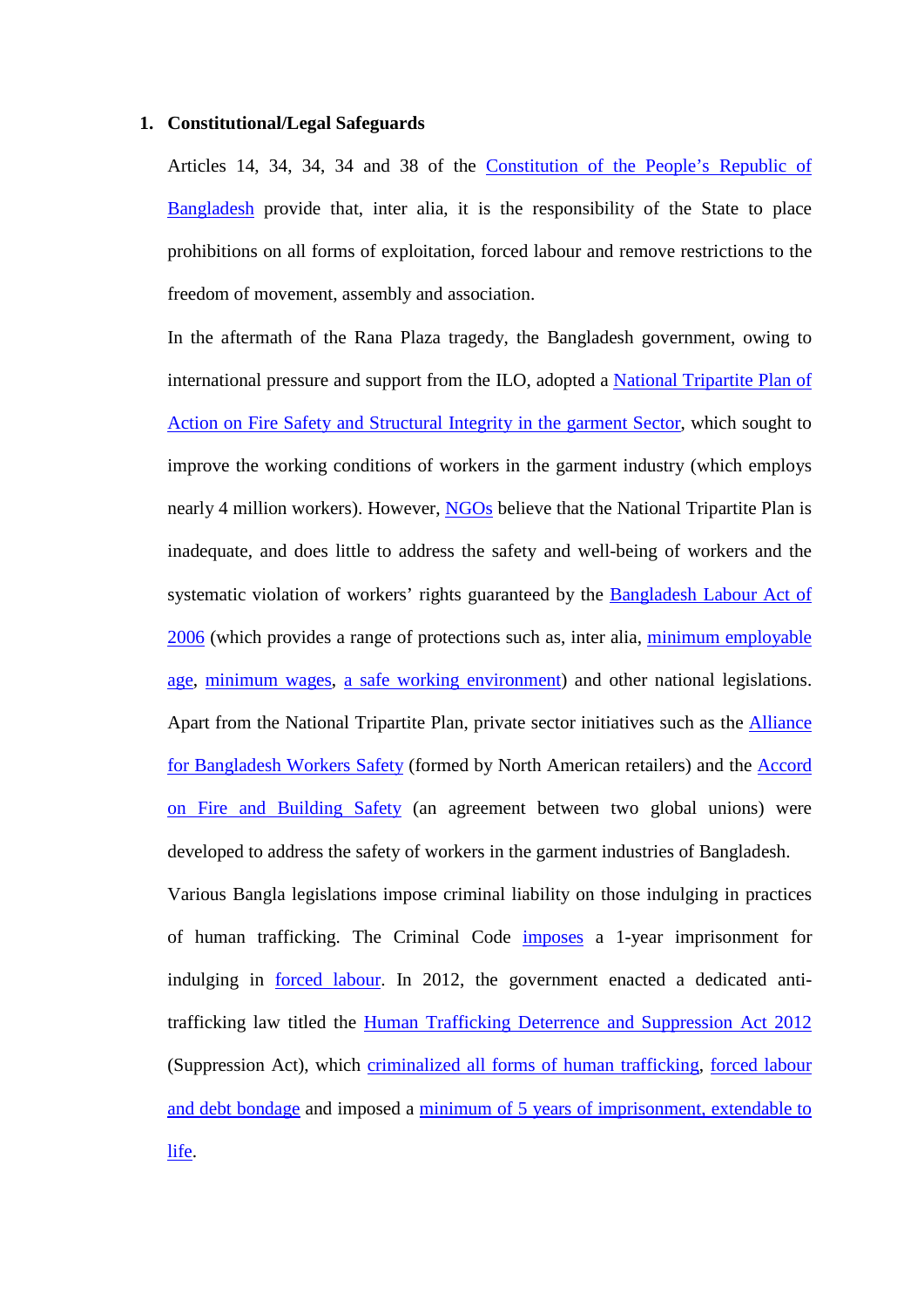1. **Constitutional/Legal Safeguards**

   Articles 14, 34, 34, 34 and 38 of the Constitution of the People's Republic of Bangladesh provide that, inter alia, it is the responsibility of the State to place prohibitions on all forms of exploitation, forced labour and remove restrictions to the freedom of movement, assembly and association.

   In the aftermath of the Rana Plaza tragedy, the Bangladesh government, owing to international pressure and support from the ILO, adopted a National Tripartite Plan of Action on Fire Safety and Structural Integrity in the garment Sector, which sought to improve the working conditions of workers in the garment industry (which employs nearly 4 million workers). However, NGOs believe that the National Tripartite Plan is inadequate, and does little to address the safety and well-being of workers and the systematic violation of workers' rights guaranteed by the Bangladesh Labour Act of 2006 (which provides a range of protections such as, inter alia, minimum employable age, minimum wages, a safe working environment) and other national legislations. Apart from the National Tripartite Plan, private sector initiatives such as the Alliance for Bangladesh Workers Safety (formed by North American retailers) and the Accord on Fire and Building Safety (an agreement between two global unions) were developed to address the safety of workers in the garment industries of Bangladesh.

   Various Bangla legislations impose criminal liability on those indulging in practices of human trafficking. The Criminal Code imposes a 1-year imprisonment for indulging in forced labour. In 2012, the government enacted a dedicated anti-trafficking law titled the Human Trafficking Deterrence and Suppression Act 2012 (Suppression Act), which criminalized all forms of human trafficking, forced labour and debt bondage and imposed a minimum of 5 years of imprisonment, extendable to life.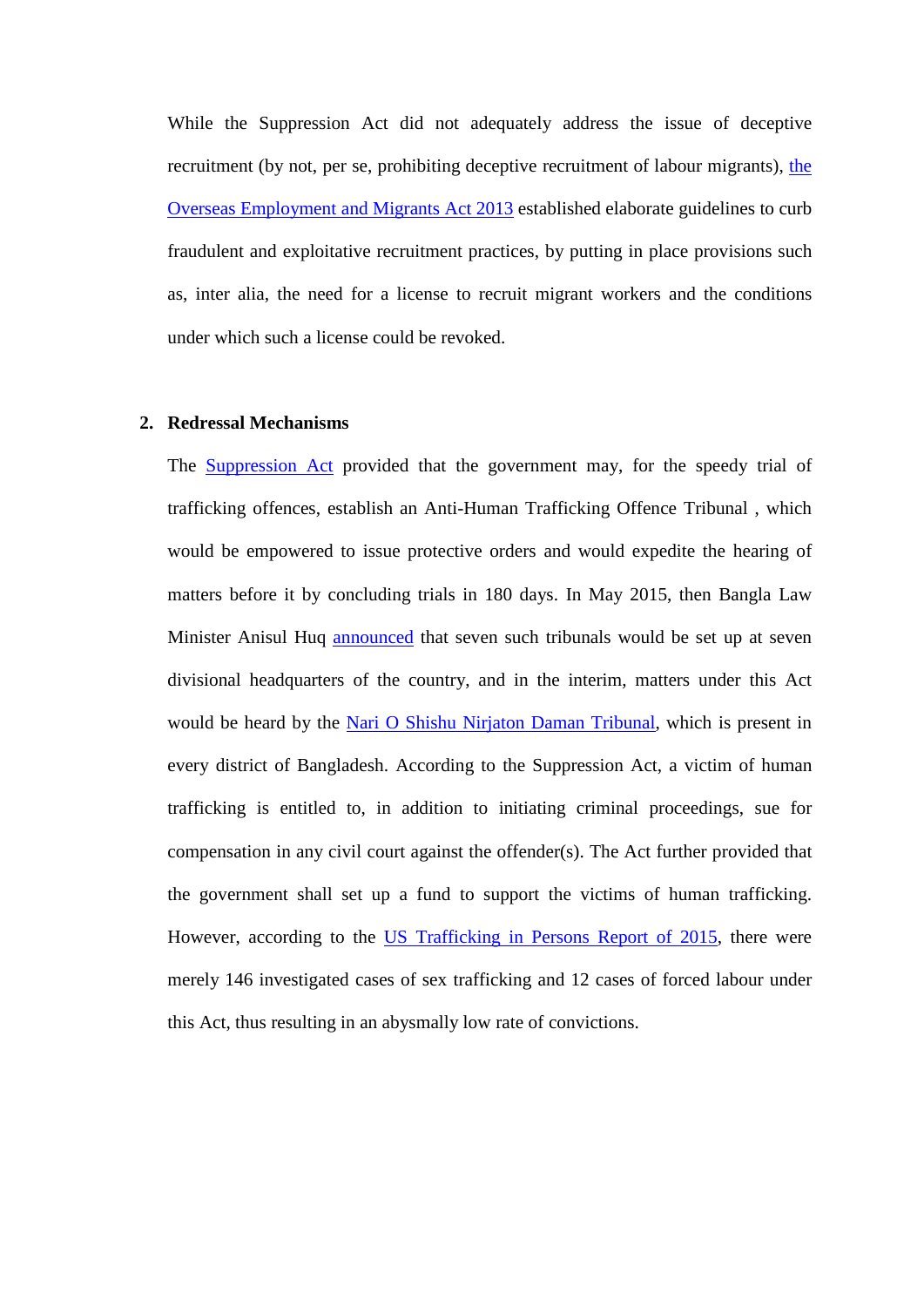While the Suppression Act did not adequately address the issue of deceptive recruitment (by not, per se, prohibiting deceptive recruitment of labour migrants), the Overseas Employment and Migrants Act 2013 established elaborate guidelines to curb fraudulent and exploitative recruitment practices, by putting in place provisions such as, inter alia, the need for a license to recruit migrant workers and the conditions under which such a license could be revoked.

## 2. Redressal Mechanisms

The Suppression Act provided that the government may, for the speedy trial of trafficking offences, establish an Anti-Human Trafficking Offence Tribunal , which would be empowered to issue protective orders and would expedite the hearing of matters before it by concluding trials in 180 days. In May 2015, then Bangla Law Minister Anisul Huq announced that seven such tribunals would be set up at seven divisional headquarters of the country, and in the interim, matters under this Act would be heard by the Nari O Shishu Nirjaton Daman Tribunal, which is present in every district of Bangladesh. According to the Suppression Act, a victim of human trafficking is entitled to, in addition to initiating criminal proceedings, sue for compensation in any civil court against the offender(s). The Act further provided that the government shall set up a fund to support the victims of human trafficking. However, according to the US Trafficking in Persons Report of 2015, there were merely 146 investigated cases of sex trafficking and 12 cases of forced labour under this Act, thus resulting in an abysmally low rate of convictions.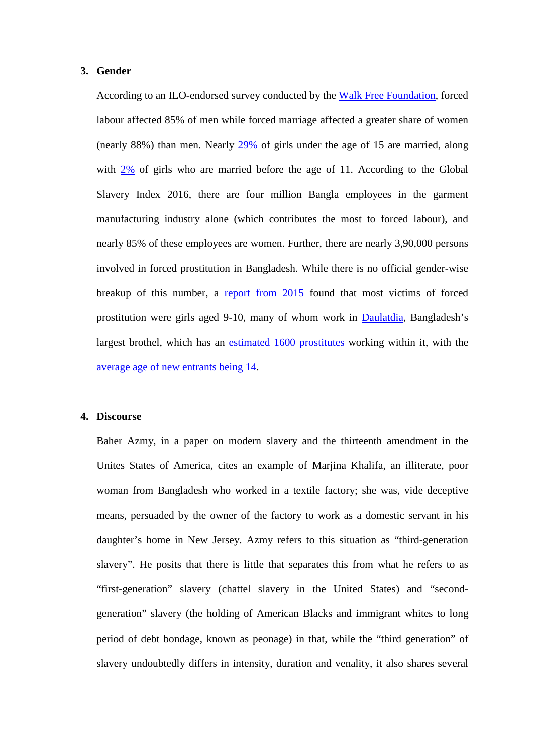3. **Gender**

According to an ILO-endorsed survey conducted by the Walk Free Foundation, forced labour affected 85% of men while forced marriage affected a greater share of women (nearly 88%) than men. Nearly 29% of girls under the age of 15 are married, along with 2% of girls who are married before the age of 11. According to the Global Slavery Index 2016, there are four million Bangla employees in the garment manufacturing industry alone (which contributes the most to forced labour), and nearly 85% of these employees are women. Further, there are nearly 3,90,000 persons involved in forced prostitution in Bangladesh. While there is no official gender-wise breakup of this number, a report from 2015 found that most victims of forced prostitution were girls aged 9-10, many of whom work in Daulatdia, Bangladesh's largest brothel, which has an estimated 1600 prostitutes working within it, with the average age of new entrants being 14.

4. **Discourse**

Baher Azmy, in a paper on modern slavery and the thirteenth amendment in the Unites States of America, cites an example of Marjina Khalifa, an illiterate, poor woman from Bangladesh who worked in a textile factory; she was, vide deceptive means, persuaded by the owner of the factory to work as a domestic servant in his daughter's home in New Jersey. Azmy refers to this situation as "third-generation slavery". He posits that there is little that separates this from what he refers to as "first-generation" slavery (chattel slavery in the United States) and "second-generation" slavery (the holding of American Blacks and immigrant whites to long period of debt bondage, known as peonage) in that, while the "third generation" of slavery undoubtedly differs in intensity, duration and venality, it also shares several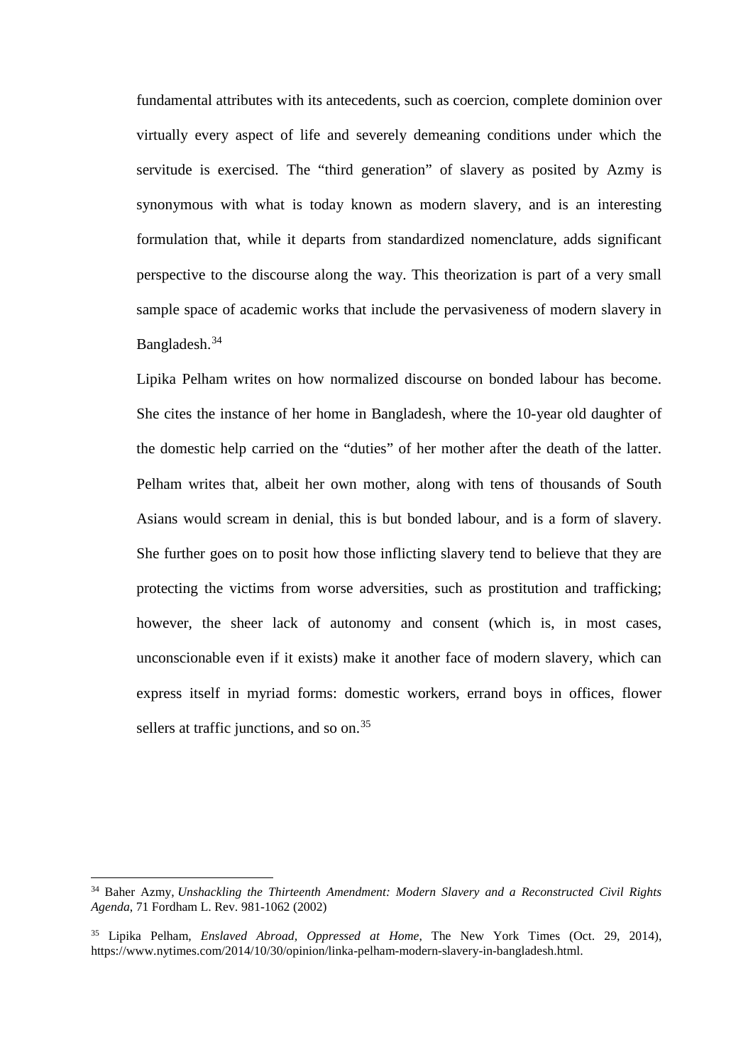fundamental attributes with its antecedents, such as coercion, complete dominion over virtually every aspect of life and severely demeaning conditions under which the servitude is exercised. The "third generation" of slavery as posited by Azmy is synonymous with what is today known as modern slavery, and is an interesting formulation that, while it departs from standardized nomenclature, adds significant perspective to the discourse along the way. This theorization is part of a very small sample space of academic works that include the pervasiveness of modern slavery in Bangladesh.[34]

Lipika Pelham writes on how normalized discourse on bonded labour has become. She cites the instance of her home in Bangladesh, where the 10-year old daughter of the domestic help carried on the "duties" of her mother after the death of the latter. Pelham writes that, albeit her own mother, along with tens of thousands of South Asians would scream in denial, this is but bonded labour, and is a form of slavery. She further goes on to posit how those inflicting slavery tend to believe that they are protecting the victims from worse adversities, such as prostitution and trafficking; however, the sheer lack of autonomy and consent (which is, in most cases, unconscionable even if it exists) make it another face of modern slavery, which can express itself in myriad forms: domestic workers, errand boys in offices, flower sellers at traffic junctions, and so on.[35]

---

[34] Baher Azmy, *Unshackling the Thirteenth Amendment: Modern Slavery and a Reconstructed Civil Rights Agenda*, 71 Fordham L. Rev. 981-1062 (2002)

[35] Lipika Pelham, *Enslaved Abroad, Oppressed at Home*, The New York Times (Oct. 29, 2014), https://www.nytimes.com/2014/10/30/opinion/linka-pelham-modern-slavery-in-bangladesh.html.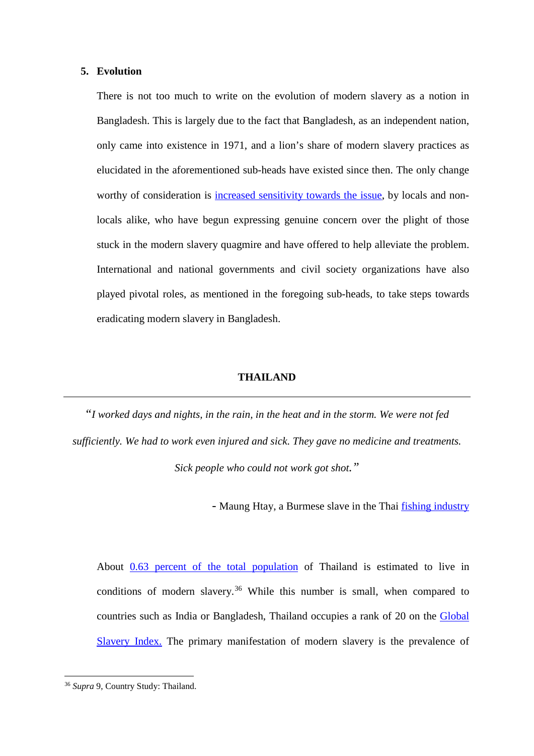### 5. Evolution

There is not too much to write on the evolution of modern slavery as a notion in Bangladesh. This is largely due to the fact that Bangladesh, as an independent nation, only came into existence in 1971, and a lion's share of modern slavery practices as elucidated in the aforementioned sub-heads have existed since then. The only change worthy of consideration is increased sensitivity towards the issue, by locals and non-locals alike, who have begun expressing genuine concern over the plight of those stuck in the modern slavery quagmire and have offered to help alleviate the problem. International and national governments and civil society organizations have also played pivotal roles, as mentioned in the foregoing sub-heads, to take steps towards eradicating modern slavery in Bangladesh.

## THAILAND

---

*"I worked days and nights, in the rain, in the heat and in the storm. We were not fed sufficiently. We had to work even injured and sick. They gave no medicine and treatments. Sick people who could not work got shot."*

- Maung Htay, a Burmese slave in the Thai fishing industry

About 0.63 percent of the total population of Thailand is estimated to live in conditions of modern slavery.[36] While this number is small, when compared to countries such as India or Bangladesh, Thailand occupies a rank of 20 on the Global Slavery Index. The primary manifestation of modern slavery is the prevalence of

---

[36] *Supra* 9, Country Study: Thailand.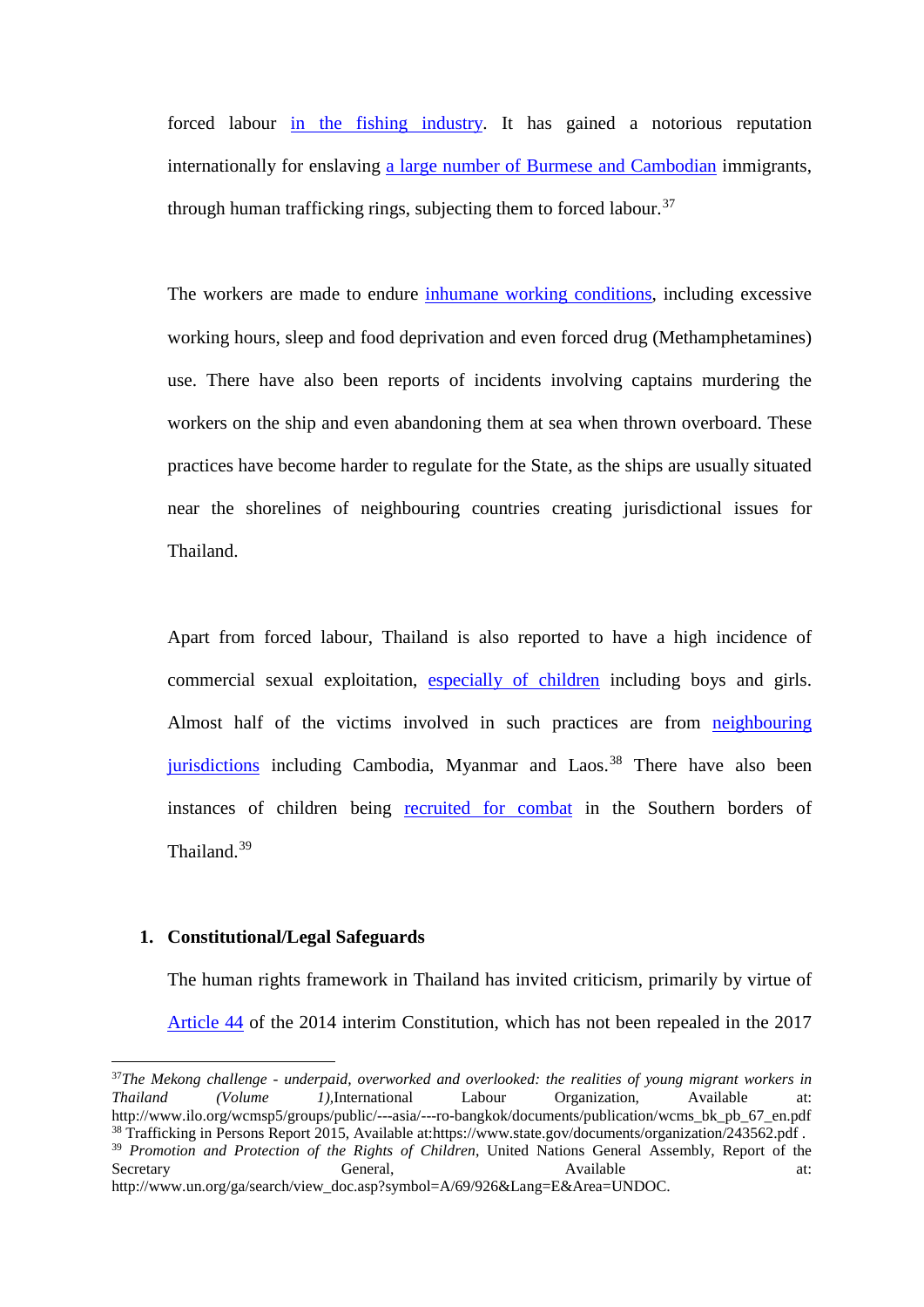forced labour in the fishing industry. It has gained a notorious reputation internationally for enslaving a large number of Burmese and Cambodian immigrants, through human trafficking rings, subjecting them to forced labour.[37]

The workers are made to endure inhumane working conditions, including excessive working hours, sleep and food deprivation and even forced drug (Methamphetamines) use. There have also been reports of incidents involving captains murdering the workers on the ship and even abandoning them at sea when thrown overboard. These practices have become harder to regulate for the State, as the ships are usually situated near the shorelines of neighbouring countries creating jurisdictional issues for Thailand.

Apart from forced labour, Thailand is also reported to have a high incidence of commercial sexual exploitation, especially of children including boys and girls. Almost half of the victims involved in such practices are from neighbouring jurisdictions including Cambodia, Myanmar and Laos.[38] There have also been instances of children being recruited for combat in the Southern borders of Thailand.[39]

**1. Constitutional/Legal Safeguards**

The human rights framework in Thailand has invited criticism, primarily by virtue of Article 44 of the 2014 interim Constitution, which has not been repealed in the 2017

---

[37] *The Mekong challenge - underpaid, overworked and overlooked: the realities of young migrant workers in Thailand (Volume 1)*, International Labour Organization, Available at: http://www.ilo.org/wcmsp5/groups/public/---asia/---ro-bangkok/documents/publication/wcms_bk_pb_67_en.pdf

[38] Trafficking in Persons Report 2015, Available at:https://www.state.gov/documents/organization/243562.pdf .

[39] *Promotion and Protection of the Rights of Children*, United Nations General Assembly, Report of the Secretary General, Available at: http://www.un.org/ga/search/view_doc.asp?symbol=A/69/926&Lang=E&Area=UNDOC.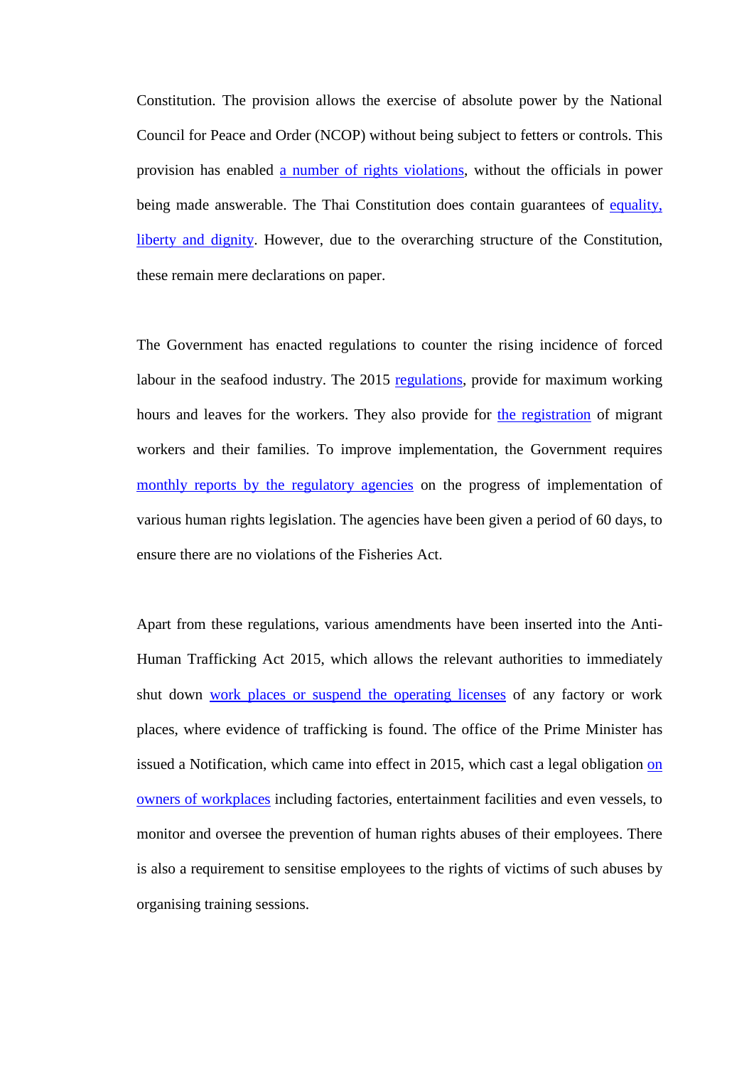Constitution. The provision allows the exercise of absolute power by the National Council for Peace and Order (NCOP) without being subject to fetters or controls. This provision has enabled a number of rights violations, without the officials in power being made answerable. The Thai Constitution does contain guarantees of equality, liberty and dignity. However, due to the overarching structure of the Constitution, these remain mere declarations on paper.

The Government has enacted regulations to counter the rising incidence of forced labour in the seafood industry. The 2015 regulations, provide for maximum working hours and leaves for the workers. They also provide for the registration of migrant workers and their families. To improve implementation, the Government requires monthly reports by the regulatory agencies on the progress of implementation of various human rights legislation. The agencies have been given a period of 60 days, to ensure there are no violations of the Fisheries Act.

Apart from these regulations, various amendments have been inserted into the Anti-Human Trafficking Act 2015, which allows the relevant authorities to immediately shut down work places or suspend the operating licenses of any factory or work places, where evidence of trafficking is found. The office of the Prime Minister has issued a Notification, which came into effect in 2015, which cast a legal obligation on owners of workplaces including factories, entertainment facilities and even vessels, to monitor and oversee the prevention of human rights abuses of their employees. There is also a requirement to sensitise employees to the rights of victims of such abuses by organising training sessions.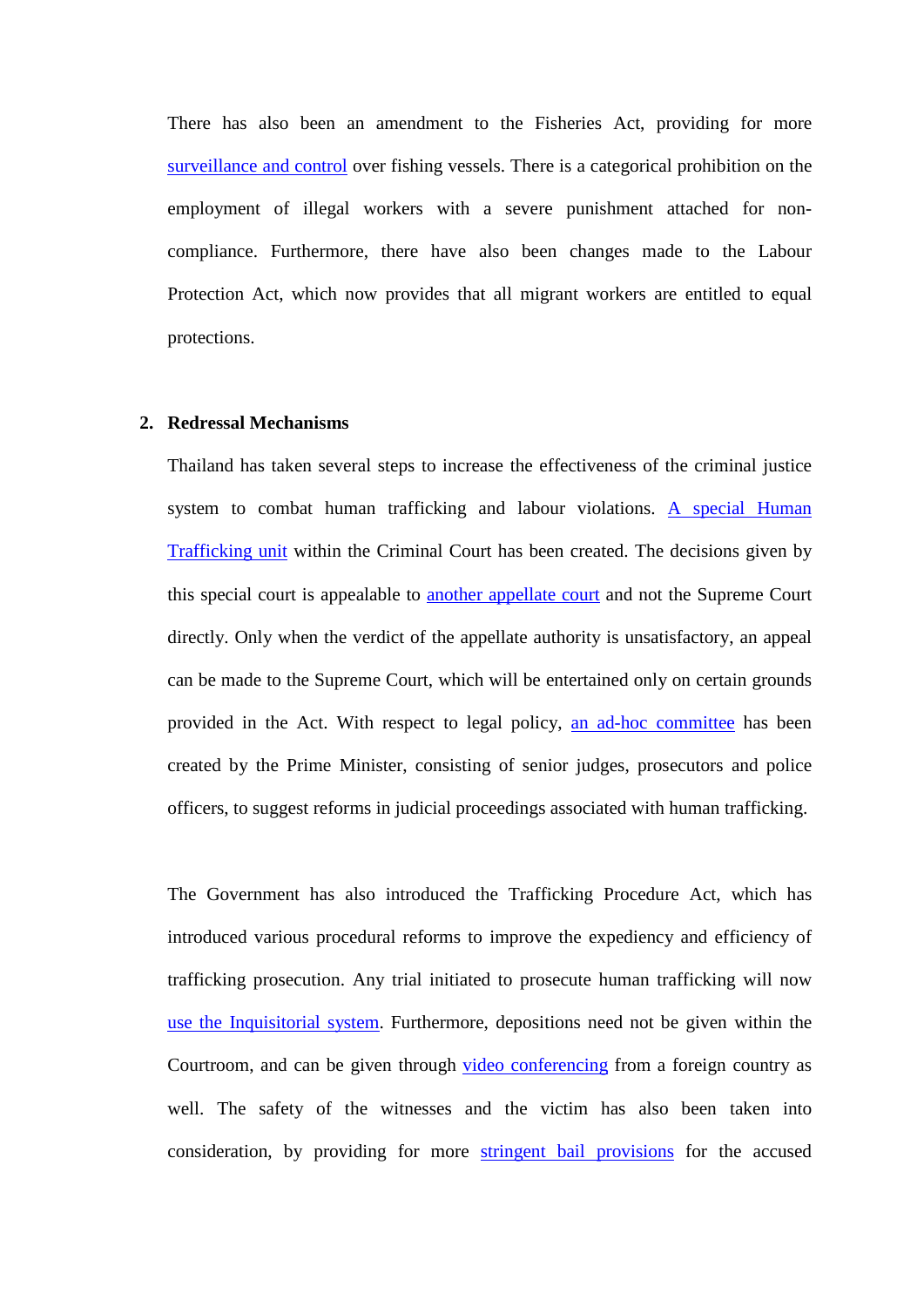There has also been an amendment to the Fisheries Act, providing for more surveillance and control over fishing vessels. There is a categorical prohibition on the employment of illegal workers with a severe punishment attached for non-compliance. Furthermore, there have also been changes made to the Labour Protection Act, which now provides that all migrant workers are entitled to equal protections.

**2. Redressal Mechanisms**

Thailand has taken several steps to increase the effectiveness of the criminal justice system to combat human trafficking and labour violations. A special Human Trafficking unit within the Criminal Court has been created. The decisions given by this special court is appealable to another appellate court and not the Supreme Court directly. Only when the verdict of the appellate authority is unsatisfactory, an appeal can be made to the Supreme Court, which will be entertained only on certain grounds provided in the Act. With respect to legal policy, an ad-hoc committee has been created by the Prime Minister, consisting of senior judges, prosecutors and police officers, to suggest reforms in judicial proceedings associated with human trafficking.

The Government has also introduced the Trafficking Procedure Act, which has introduced various procedural reforms to improve the expediency and efficiency of trafficking prosecution. Any trial initiated to prosecute human trafficking will now use the Inquisitorial system. Furthermore, depositions need not be given within the Courtroom, and can be given through video conferencing from a foreign country as well. The safety of the witnesses and the victim has also been taken into consideration, by providing for more stringent bail provisions for the accused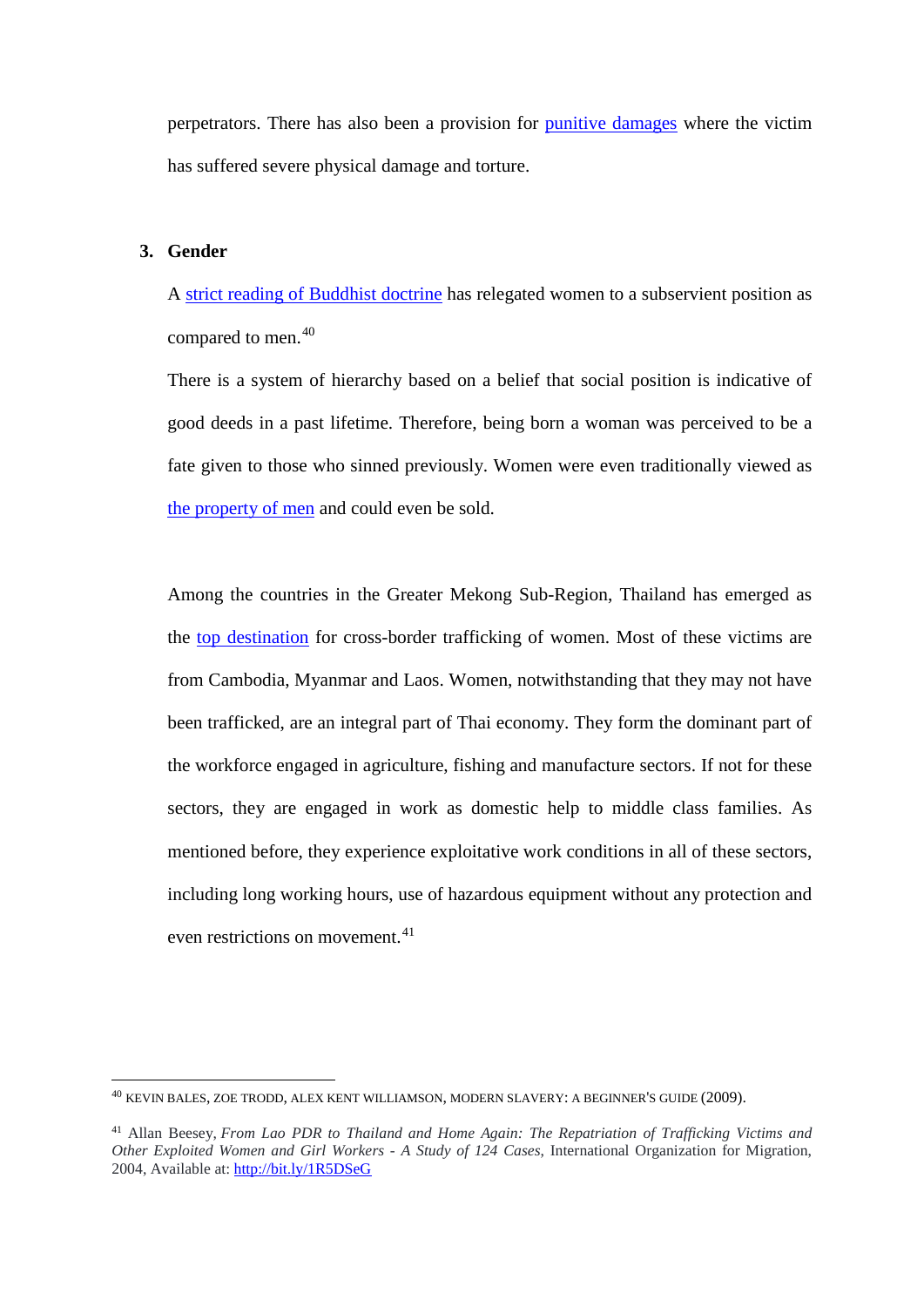perpetrators. There has also been a provision for punitive damages where the victim has suffered severe physical damage and torture.

### 3. Gender

A strict reading of Buddhist doctrine has relegated women to a subservient position as compared to men.[40]

There is a system of hierarchy based on a belief that social position is indicative of good deeds in a past lifetime. Therefore, being born a woman was perceived to be a fate given to those who sinned previously. Women were even traditionally viewed as the property of men and could even be sold.

Among the countries in the Greater Mekong Sub-Region, Thailand has emerged as the top destination for cross-border trafficking of women. Most of these victims are from Cambodia, Myanmar and Laos. Women, notwithstanding that they may not have been trafficked, are an integral part of Thai economy. They form the dominant part of the workforce engaged in agriculture, fishing and manufacture sectors. If not for these sectors, they are engaged in work as domestic help to middle class families. As mentioned before, they experience exploitative work conditions in all of these sectors, including long working hours, use of hazardous equipment without any protection and even restrictions on movement.[41]

---

[40] KEVIN BALES, ZOE TRODD, ALEX KENT WILLIAMSON, MODERN SLAVERY: A BEGINNER'S GUIDE (2009).

[41] Allan Beesey, *From Lao PDR to Thailand and Home Again: The Repatriation of Trafficking Victims and Other Exploited Women and Girl Workers - A Study of 124 Cases*, International Organization for Migration, 2004, Available at: http://bit.ly/1R5DSeG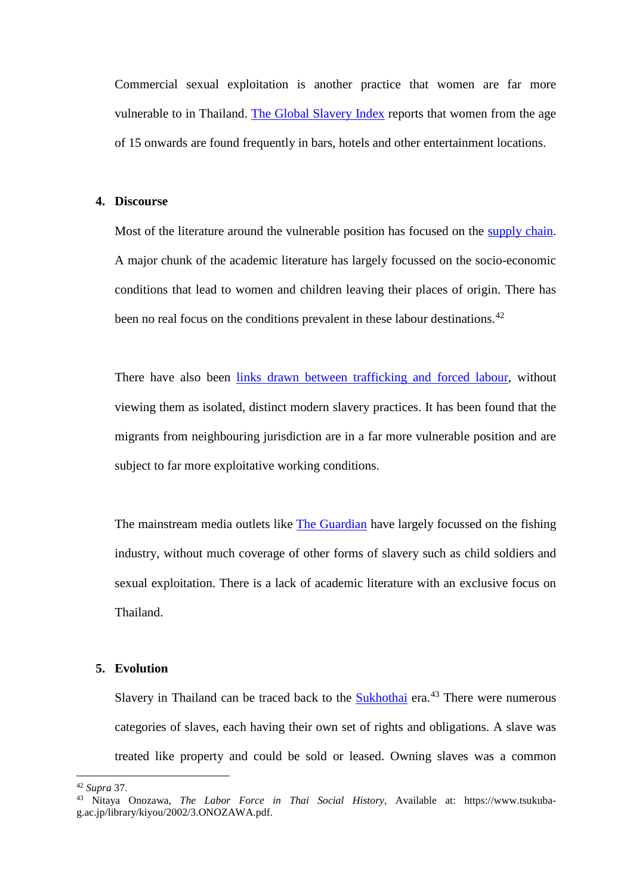Commercial sexual exploitation is another practice that women are far more vulnerable to in Thailand. The Global Slavery Index reports that women from the age of 15 onwards are found frequently in bars, hotels and other entertainment locations.

## 4. Discourse

Most of the literature around the vulnerable position has focused on the supply chain. A major chunk of the academic literature has largely focussed on the socio-economic conditions that lead to women and children leaving their places of origin. There has been no real focus on the conditions prevalent in these labour destinations.[42]

There have also been links drawn between trafficking and forced labour, without viewing them as isolated, distinct modern slavery practices. It has been found that the migrants from neighbouring jurisdiction are in a far more vulnerable position and are subject to far more exploitative working conditions.

The mainstream media outlets like The Guardian have largely focussed on the fishing industry, without much coverage of other forms of slavery such as child soldiers and sexual exploitation. There is a lack of academic literature with an exclusive focus on Thailand.

## 5. Evolution

Slavery in Thailand can be traced back to the Sukhothai era.[43] There were numerous categories of slaves, each having their own set of rights and obligations. A slave was treated like property and could be sold or leased. Owning slaves was a common

---

[42] *Supra* 37.

[43] Nitaya Onozawa, *The Labor Force in Thai Social History*, Available at: https://www.tsukuba-g.ac.jp/library/kiyou/2002/3.ONOZAWA.pdf.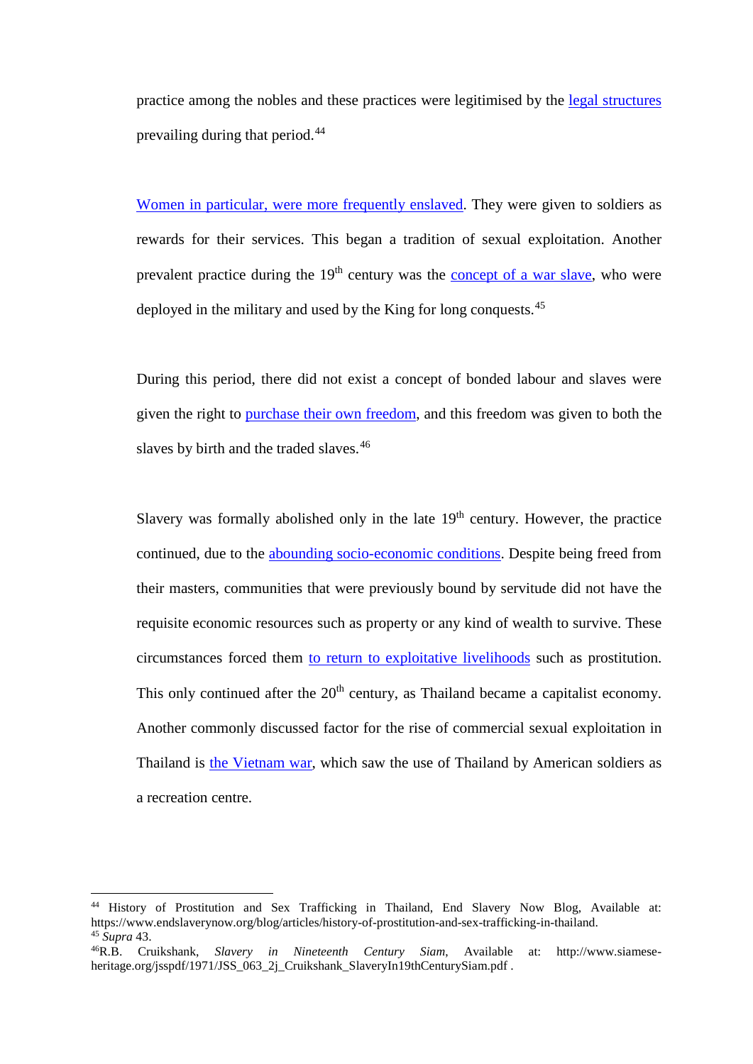practice among the nobles and these practices were legitimised by the legal structures prevailing during that period.[44]

Women in particular, were more frequently enslaved. They were given to soldiers as rewards for their services. This began a tradition of sexual exploitation. Another prevalent practice during the 19th century was the concept of a war slave, who were deployed in the military and used by the King for long conquests.[45]

During this period, there did not exist a concept of bonded labour and slaves were given the right to purchase their own freedom, and this freedom was given to both the slaves by birth and the traded slaves.[46]

Slavery was formally abolished only in the late 19th century. However, the practice continued, due to the abounding socio-economic conditions. Despite being freed from their masters, communities that were previously bound by servitude did not have the requisite economic resources such as property or any kind of wealth to survive. These circumstances forced them to return to exploitative livelihoods such as prostitution. This only continued after the 20th century, as Thailand became a capitalist economy. Another commonly discussed factor for the rise of commercial sexual exploitation in Thailand is the Vietnam war, which saw the use of Thailand by American soldiers as a recreation centre.

---

[44] History of Prostitution and Sex Trafficking in Thailand, End Slavery Now Blog, Available at: https://www.endslaverynow.org/blog/articles/history-of-prostitution-and-sex-trafficking-in-thailand.

[45] *Supra* 43.

[46] R.B. Cruikshank, *Slavery in Nineteenth Century Siam*, Available at: http://www.siamese-heritage.org/jsspdf/1971/JSS_063_2j_Cruikshank_SlaveryIn19thCenturySiam.pdf .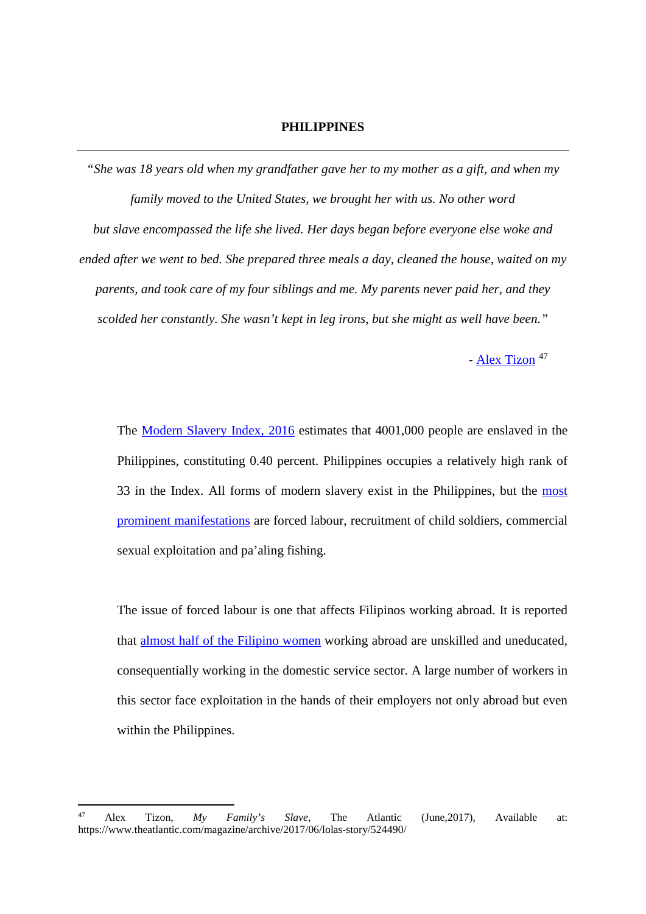**PHILIPPINES**

---

*"She was 18 years old when my grandfather gave her to my mother as a gift, and when my family moved to the United States, we brought her with us. No other word but slave encompassed the life she lived. Her days began before everyone else woke and ended after we went to bed. She prepared three meals a day, cleaned the house, waited on my parents, and took care of my four siblings and me. My parents never paid her, and they scolded her constantly. She wasn't kept in leg irons, but she might as well have been."*

- Alex Tizon [47]

The Modern Slavery Index, 2016 estimates that 4001,000 people are enslaved in the Philippines, constituting 0.40 percent. Philippines occupies a relatively high rank of 33 in the Index. All forms of modern slavery exist in the Philippines, but the most prominent manifestations are forced labour, recruitment of child soldiers, commercial sexual exploitation and pa'aling fishing.

The issue of forced labour is one that affects Filipinos working abroad. It is reported that almost half of the Filipino women working abroad are unskilled and uneducated, consequentially working in the domestic service sector. A large number of workers in this sector face exploitation in the hands of their employers not only abroad but even within the Philippines.

---

[47] Alex Tizon, *My Family's Slave*, The Atlantic (June,2017), Available at: https://www.theatlantic.com/magazine/archive/2017/06/lolas-story/524490/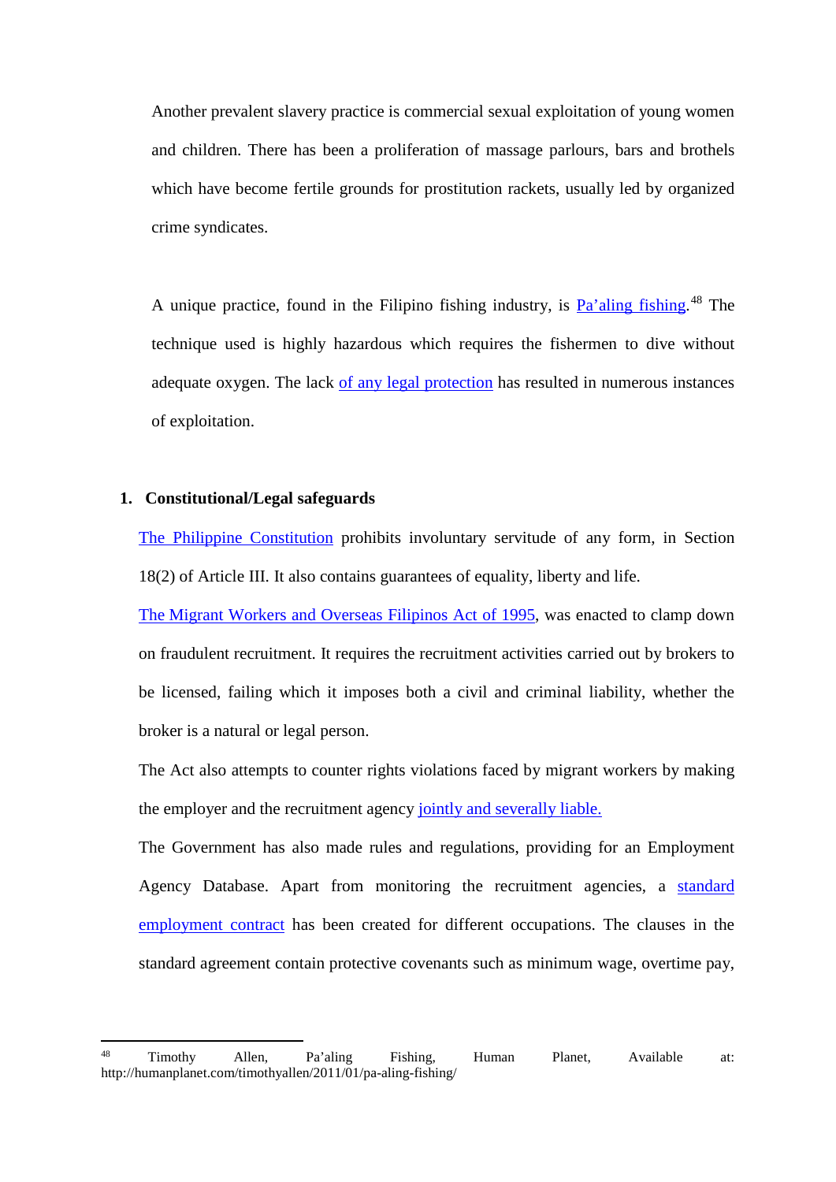Another prevalent slavery practice is commercial sexual exploitation of young women and children. There has been a proliferation of massage parlours, bars and brothels which have become fertile grounds for prostitution rackets, usually led by organized crime syndicates.

A unique practice, found in the Filipino fishing industry, is Pa'aling fishing.[48] The technique used is highly hazardous which requires the fishermen to dive without adequate oxygen. The lack of any legal protection has resulted in numerous instances of exploitation.

**1. Constitutional/Legal safeguards**

The Philippine Constitution prohibits involuntary servitude of any form, in Section 18(2) of Article III. It also contains guarantees of equality, liberty and life.

The Migrant Workers and Overseas Filipinos Act of 1995, was enacted to clamp down on fraudulent recruitment. It requires the recruitment activities carried out by brokers to be licensed, failing which it imposes both a civil and criminal liability, whether the broker is a natural or legal person.

The Act also attempts to counter rights violations faced by migrant workers by making the employer and the recruitment agency jointly and severally liable.

The Government has also made rules and regulations, providing for an Employment Agency Database. Apart from monitoring the recruitment agencies, a standard employment contract has been created for different occupations. The clauses in the standard agreement contain protective covenants such as minimum wage, overtime pay,

---

[48] Timothy Allen, Pa'aling Fishing, Human Planet, Available at: http://humanplanet.com/timothyallen/2011/01/pa-aling-fishing/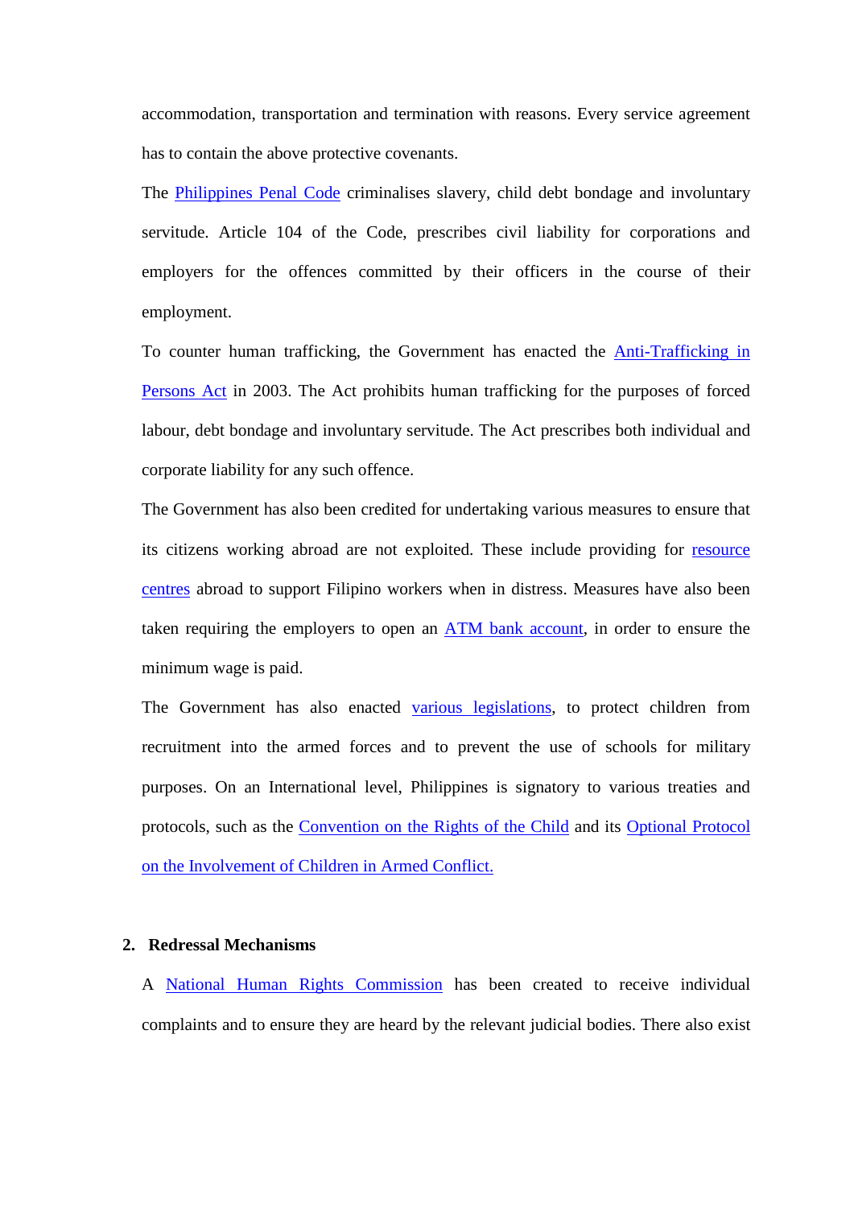accommodation, transportation and termination with reasons. Every service agreement has to contain the above protective covenants.

The Philippines Penal Code criminalises slavery, child debt bondage and involuntary servitude. Article 104 of the Code, prescribes civil liability for corporations and employers for the offences committed by their officers in the course of their employment.

To counter human trafficking, the Government has enacted the Anti-Trafficking in Persons Act in 2003. The Act prohibits human trafficking for the purposes of forced labour, debt bondage and involuntary servitude. The Act prescribes both individual and corporate liability for any such offence.

The Government has also been credited for undertaking various measures to ensure that its citizens working abroad are not exploited. These include providing for resource centres abroad to support Filipino workers when in distress. Measures have also been taken requiring the employers to open an ATM bank account, in order to ensure the minimum wage is paid.

The Government has also enacted various legislations, to protect children from recruitment into the armed forces and to prevent the use of schools for military purposes. On an International level, Philippines is signatory to various treaties and protocols, such as the Convention on the Rights of the Child and its Optional Protocol on the Involvement of Children in Armed Conflict.

## 2. Redressal Mechanisms

A National Human Rights Commission has been created to receive individual complaints and to ensure they are heard by the relevant judicial bodies. There also exist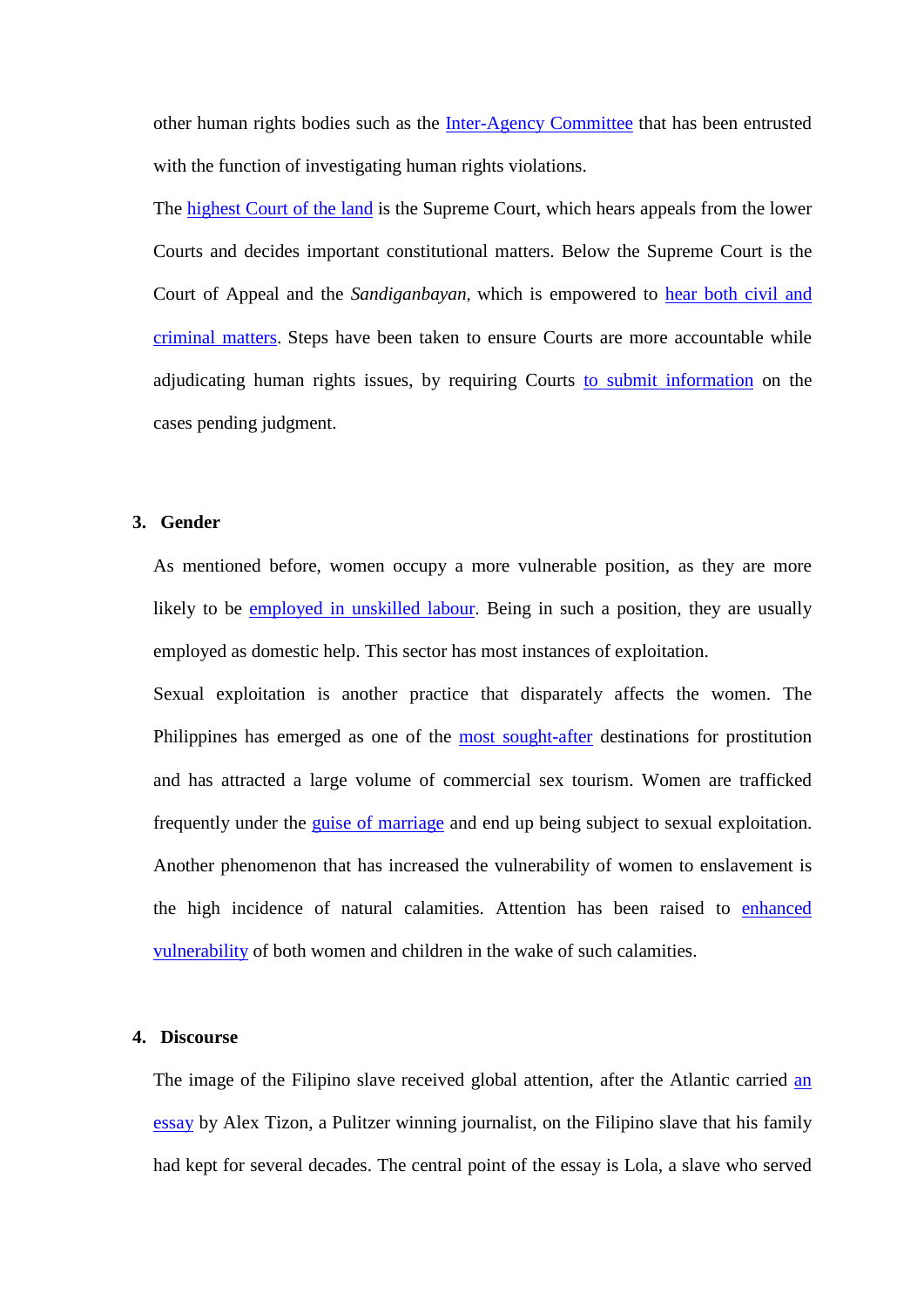other human rights bodies such as the Inter-Agency Committee that has been entrusted with the function of investigating human rights violations.

The highest Court of the land is the Supreme Court, which hears appeals from the lower Courts and decides important constitutional matters. Below the Supreme Court is the Court of Appeal and the *Sandiganbayan*, which is empowered to hear both civil and criminal matters. Steps have been taken to ensure Courts are more accountable while adjudicating human rights issues, by requiring Courts to submit information on the cases pending judgment.

### 3. Gender

As mentioned before, women occupy a more vulnerable position, as they are more likely to be employed in unskilled labour. Being in such a position, they are usually employed as domestic help. This sector has most instances of exploitation.

Sexual exploitation is another practice that disparately affects the women. The Philippines has emerged as one of the most sought-after destinations for prostitution and has attracted a large volume of commercial sex tourism. Women are trafficked frequently under the guise of marriage and end up being subject to sexual exploitation. Another phenomenon that has increased the vulnerability of women to enslavement is the high incidence of natural calamities. Attention has been raised to enhanced vulnerability of both women and children in the wake of such calamities.

### 4. Discourse

The image of the Filipino slave received global attention, after the Atlantic carried an essay by Alex Tizon, a Pulitzer winning journalist, on the Filipino slave that his family had kept for several decades. The central point of the essay is Lola, a slave who served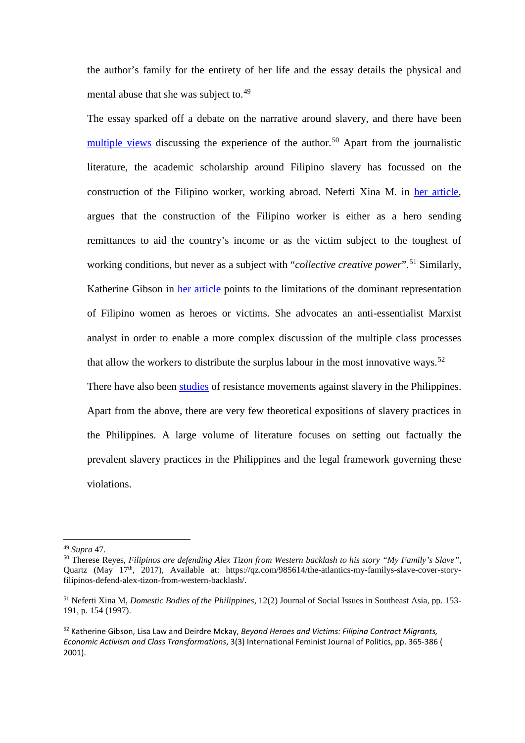the author's family for the entirety of her life and the essay details the physical and mental abuse that she was subject to.[49]

The essay sparked off a debate on the narrative around slavery, and there have been multiple views discussing the experience of the author.[50] Apart from the journalistic literature, the academic scholarship around Filipino slavery has focussed on the construction of the Filipino worker, working abroad. Neferti Xina M. in her article, argues that the construction of the Filipino worker is either as a hero sending remittances to aid the country's income or as the victim subject to the toughest of working conditions, but never as a subject with "*collective creative power*".[51] Similarly, Katherine Gibson in her article points to the limitations of the dominant representation of Filipino women as heroes or victims. She advocates an anti-essentialist Marxist analyst in order to enable a more complex discussion of the multiple class processes that allow the workers to distribute the surplus labour in the most innovative ways.[52]

There have also been studies of resistance movements against slavery in the Philippines. Apart from the above, there are very few theoretical expositions of slavery practices in the Philippines. A large volume of literature focuses on setting out factually the prevalent slavery practices in the Philippines and the legal framework governing these violations.

---

[49] *Supra* 47.

[50] Therese Reyes, *Filipinos are defending Alex Tizon from Western backlash to his story "My Family's Slave"*, Quartz (May 17th, 2017), Available at: https://qz.com/985614/the-atlantics-my-familys-slave-cover-story-filipinos-defend-alex-tizon-from-western-backlash/.

[51] Neferti Xina M, *Domestic Bodies of the Philippines*, 12(2) Journal of Social Issues in Southeast Asia, pp. 153-191, p. 154 (1997).

[52] Katherine Gibson, Lisa Law and Deirdre Mckay, *Beyond Heroes and Victims: Filipina Contract Migrants, Economic Activism and Class Transformations*, 3(3) International Feminist Journal of Politics, pp. 365-386 ( 2001).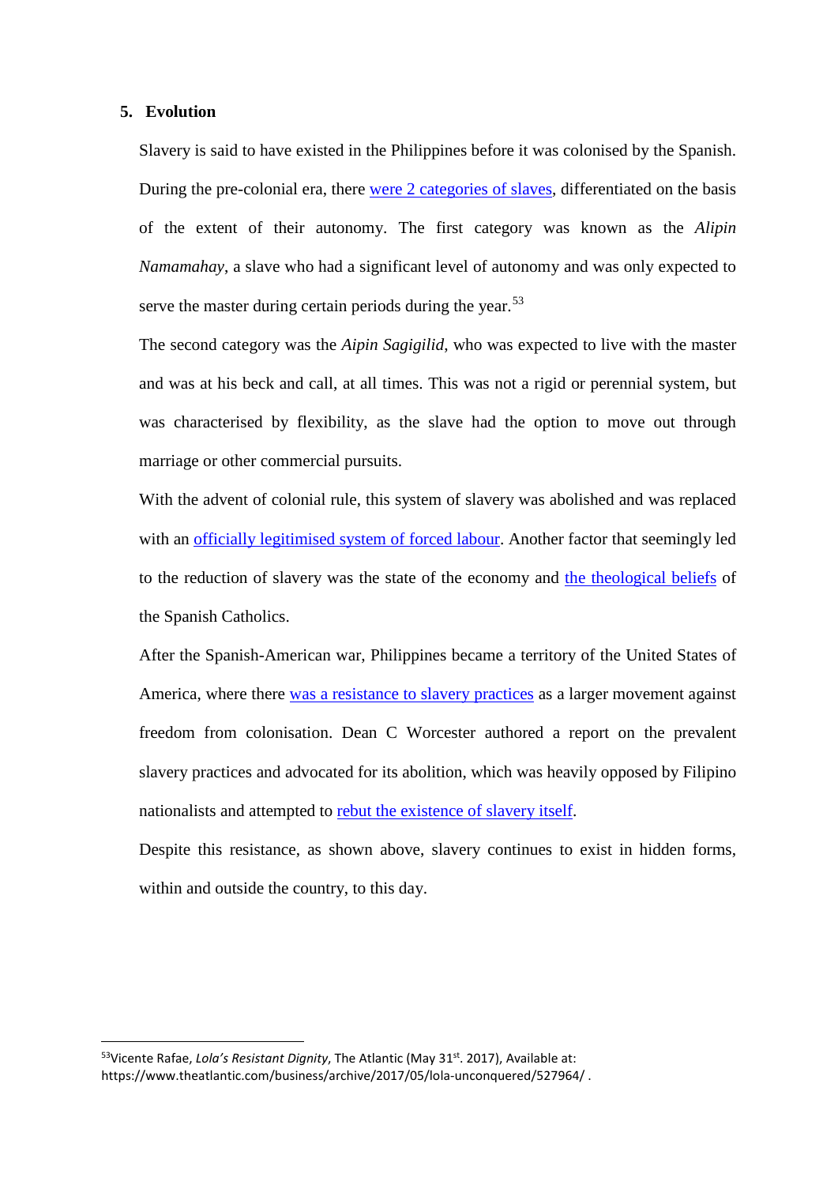## 5. Evolution

Slavery is said to have existed in the Philippines before it was colonised by the Spanish. During the pre-colonial era, there were 2 categories of slaves, differentiated on the basis of the extent of their autonomy. The first category was known as the *Alipin Namamahay*, a slave who had a significant level of autonomy and was only expected to serve the master during certain periods during the year.[53]

The second category was the *Aipin Sagigilid*, who was expected to live with the master and was at his beck and call, at all times. This was not a rigid or perennial system, but was characterised by flexibility, as the slave had the option to move out through marriage or other commercial pursuits.

With the advent of colonial rule, this system of slavery was abolished and was replaced with an officially legitimised system of forced labour. Another factor that seemingly led to the reduction of slavery was the state of the economy and the theological beliefs of the Spanish Catholics.

After the Spanish-American war, Philippines became a territory of the United States of America, where there was a resistance to slavery practices as a larger movement against freedom from colonisation. Dean C Worcester authored a report on the prevalent slavery practices and advocated for its abolition, which was heavily opposed by Filipino nationalists and attempted to rebut the existence of slavery itself.

Despite this resistance, as shown above, slavery continues to exist in hidden forms, within and outside the country, to this day.

---

[53] Vicente Rafae, *Lola's Resistant Dignity*, The Atlantic (May 31st. 2017), Available at: https://www.theatlantic.com/business/archive/2017/05/lola-unconquered/527964/ .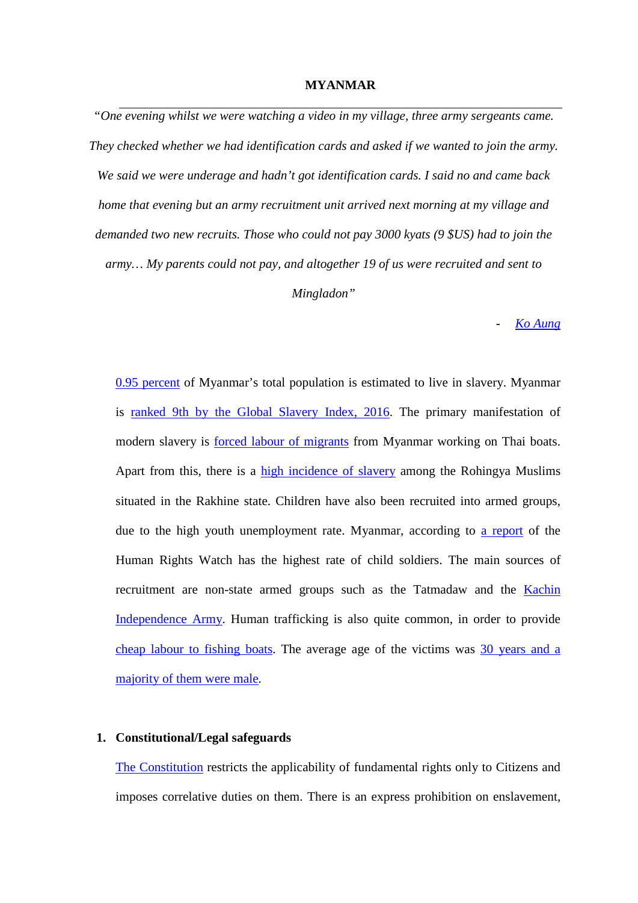**MYANMAR**

---

*"One evening whilst we were watching a video in my village, three army sergeants came. They checked whether we had identification cards and asked if we wanted to join the army. We said we were underage and hadn't got identification cards. I said no and came back home that evening but an army recruitment unit arrived next morning at my village and demanded two new recruits. Those who could not pay 3000 kyats (9 $US) had to join the army… My parents could not pay, and altogether 19 of us were recruited and sent to Mingladon"*

\- Ko Aung

0.95 percent of Myanmar's total population is estimated to live in slavery. Myanmar is ranked 9th by the Global Slavery Index, 2016. The primary manifestation of modern slavery is forced labour of migrants from Myanmar working on Thai boats. Apart from this, there is a high incidence of slavery among the Rohingya Muslims situated in the Rakhine state. Children have also been recruited into armed groups, due to the high youth unemployment rate. Myanmar, according to a report of the Human Rights Watch has the highest rate of child soldiers. The main sources of recruitment are non-state armed groups such as the Tatmadaw and the Kachin Independence Army. Human trafficking is also quite common, in order to provide cheap labour to fishing boats. The average age of the victims was 30 years and a majority of them were male.

1. **Constitutional/Legal safeguards**

The Constitution restricts the applicability of fundamental rights only to Citizens and imposes correlative duties on them. There is an express prohibition on enslavement,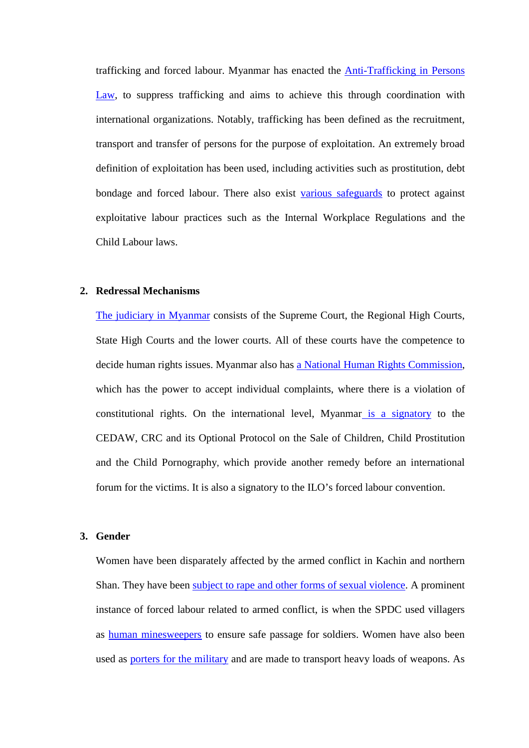trafficking and forced labour. Myanmar has enacted the Anti-Trafficking in Persons Law, to suppress trafficking and aims to achieve this through coordination with international organizations. Notably, trafficking has been defined as the recruitment, transport and transfer of persons for the purpose of exploitation. An extremely broad definition of exploitation has been used, including activities such as prostitution, debt bondage and forced labour. There also exist various safeguards to protect against exploitative labour practices such as the Internal Workplace Regulations and the Child Labour laws.

## 2. Redressal Mechanisms

The judiciary in Myanmar consists of the Supreme Court, the Regional High Courts, State High Courts and the lower courts. All of these courts have the competence to decide human rights issues. Myanmar also has a National Human Rights Commission, which has the power to accept individual complaints, where there is a violation of constitutional rights. On the international level, Myanmar is a signatory to the CEDAW, CRC and its Optional Protocol on the Sale of Children, Child Prostitution and the Child Pornography, which provide another remedy before an international forum for the victims. It is also a signatory to the ILO's forced labour convention.

## 3. Gender

Women have been disparately affected by the armed conflict in Kachin and northern Shan. They have been subject to rape and other forms of sexual violence. A prominent instance of forced labour related to armed conflict, is when the SPDC used villagers as human minesweepers to ensure safe passage for soldiers. Women have also been used as porters for the military and are made to transport heavy loads of weapons. As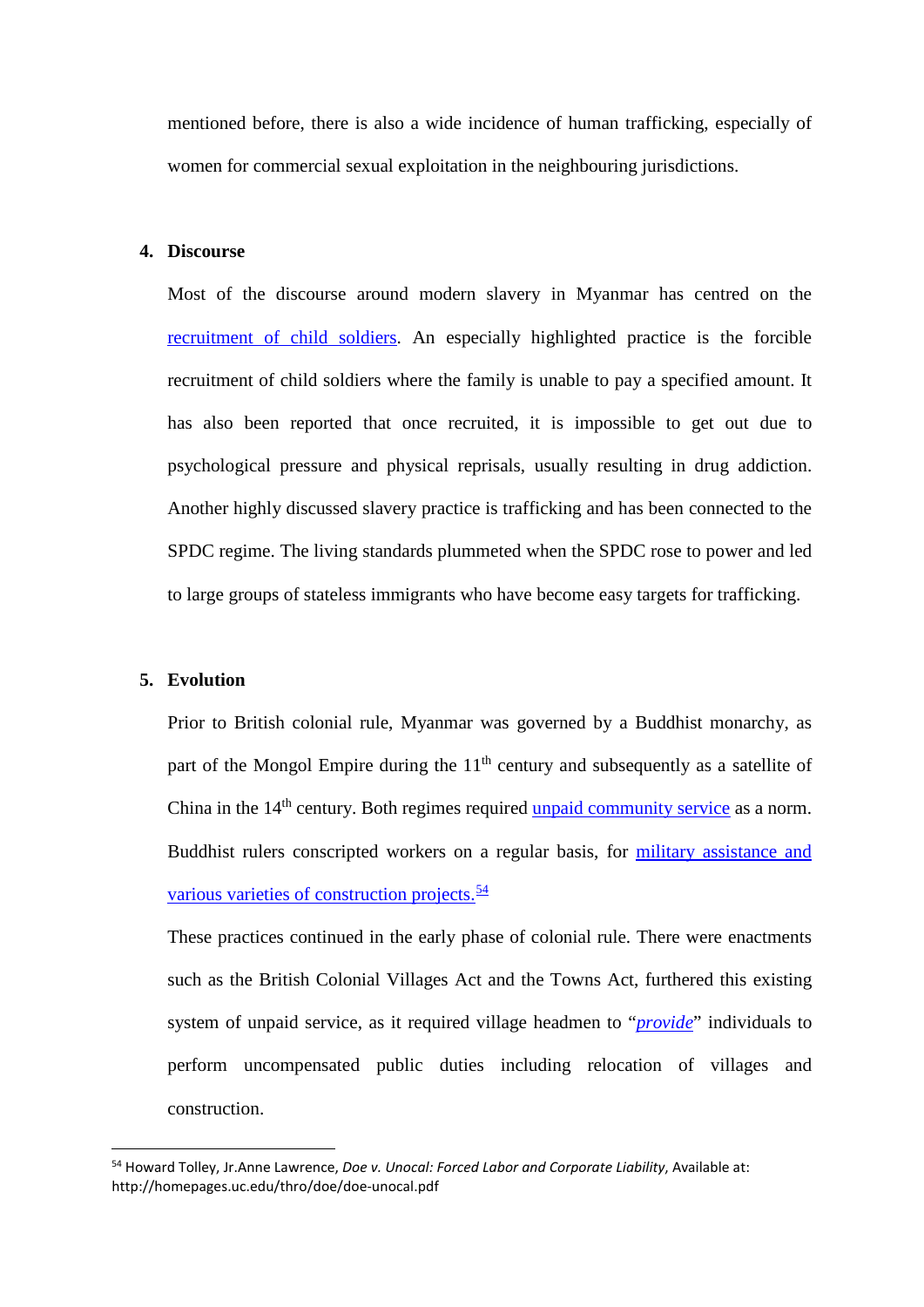mentioned before, there is also a wide incidence of human trafficking, especially of women for commercial sexual exploitation in the neighbouring jurisdictions.

## 4. Discourse

Most of the discourse around modern slavery in Myanmar has centred on the recruitment of child soldiers. An especially highlighted practice is the forcible recruitment of child soldiers where the family is unable to pay a specified amount. It has also been reported that once recruited, it is impossible to get out due to psychological pressure and physical reprisals, usually resulting in drug addiction. Another highly discussed slavery practice is trafficking and has been connected to the SPDC regime. The living standards plummeted when the SPDC rose to power and led to large groups of stateless immigrants who have become easy targets for trafficking.

## 5. Evolution

Prior to British colonial rule, Myanmar was governed by a Buddhist monarchy, as part of the Mongol Empire during the 11th century and subsequently as a satellite of China in the 14th century. Both regimes required unpaid community service as a norm. Buddhist rulers conscripted workers on a regular basis, for military assistance and various varieties of construction projects.[54]

These practices continued in the early phase of colonial rule. There were enactments such as the British Colonial Villages Act and the Towns Act, furthered this existing system of unpaid service, as it required village headmen to "*provide*" individuals to perform uncompensated public duties including relocation of villages and construction.

---

[54] Howard Tolley, Jr.Anne Lawrence, *Doe v. Unocal: Forced Labor and Corporate Liability*, Available at: http://homepages.uc.edu/thro/doe/doe-unocal.pdf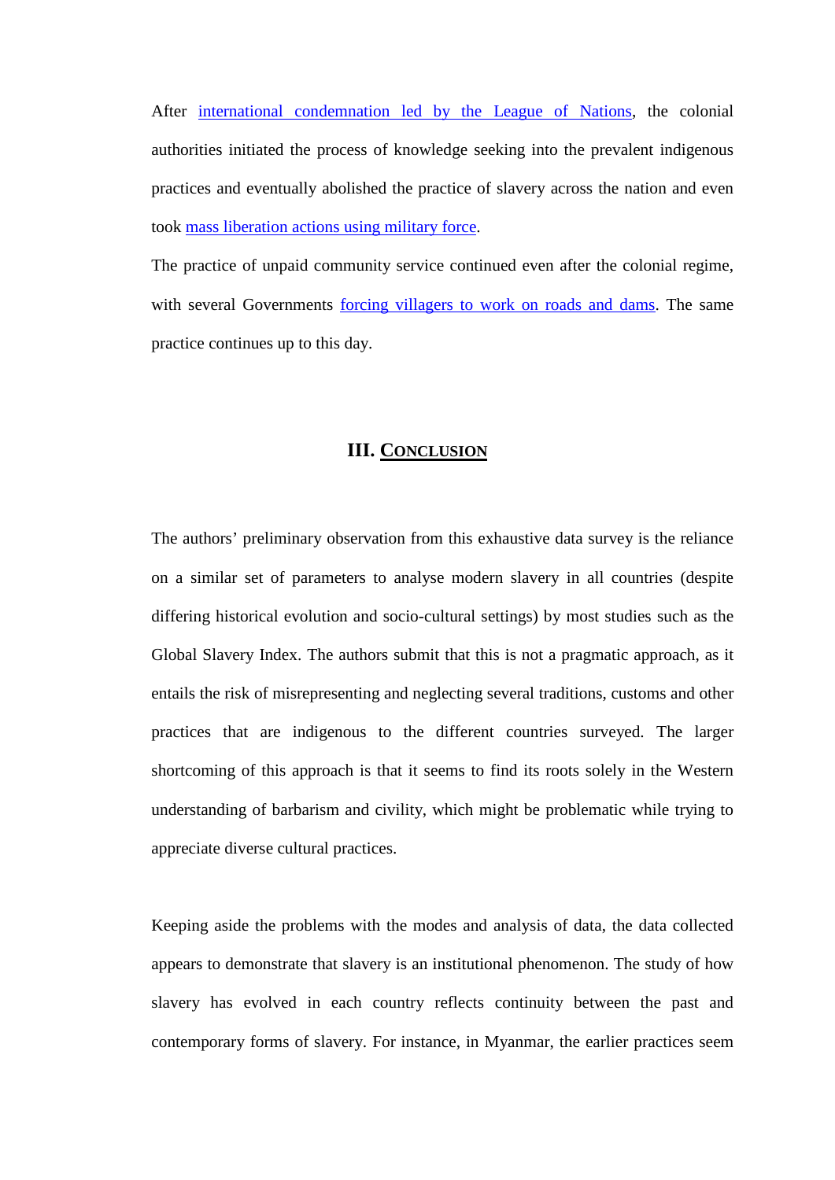After international condemnation led by the League of Nations, the colonial authorities initiated the process of knowledge seeking into the prevalent indigenous practices and eventually abolished the practice of slavery across the nation and even took mass liberation actions using military force.

The practice of unpaid community service continued even after the colonial regime, with several Governments forcing villagers to work on roads and dams. The same practice continues up to this day.

## III. CONCLUSION

The authors' preliminary observation from this exhaustive data survey is the reliance on a similar set of parameters to analyse modern slavery in all countries (despite differing historical evolution and socio-cultural settings) by most studies such as the Global Slavery Index. The authors submit that this is not a pragmatic approach, as it entails the risk of misrepresenting and neglecting several traditions, customs and other practices that are indigenous to the different countries surveyed. The larger shortcoming of this approach is that it seems to find its roots solely in the Western understanding of barbarism and civility, which might be problematic while trying to appreciate diverse cultural practices.

Keeping aside the problems with the modes and analysis of data, the data collected appears to demonstrate that slavery is an institutional phenomenon. The study of how slavery has evolved in each country reflects continuity between the past and contemporary forms of slavery. For instance, in Myanmar, the earlier practices seem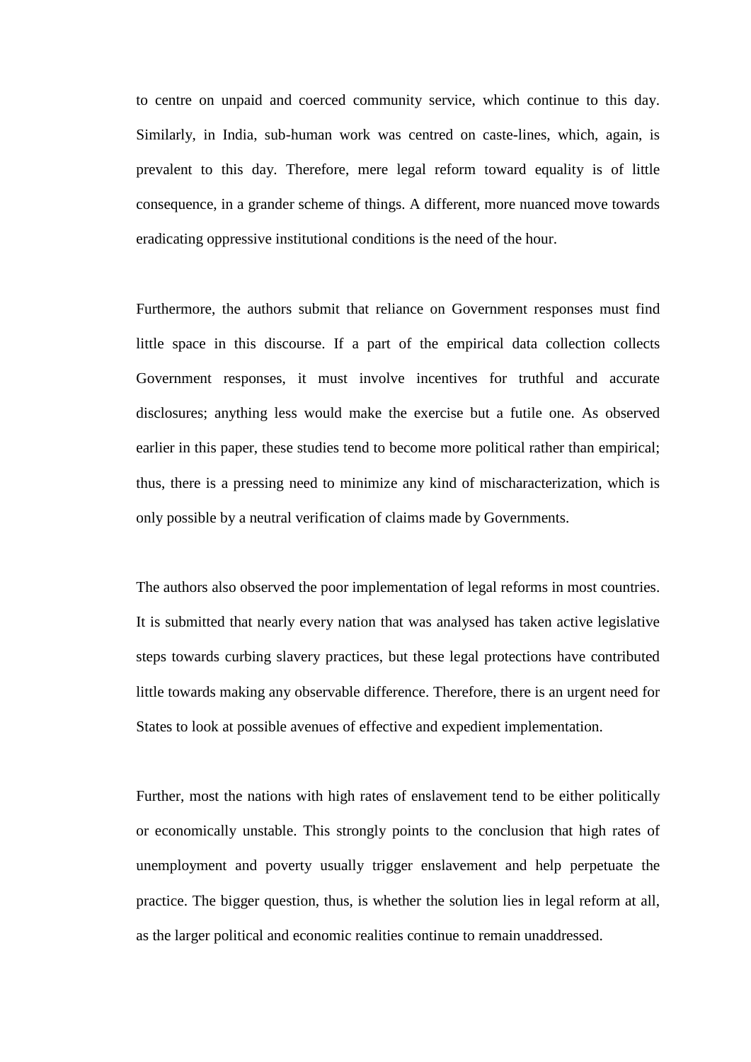to centre on unpaid and coerced community service, which continue to this day. Similarly, in India, sub-human work was centred on caste-lines, which, again, is prevalent to this day. Therefore, mere legal reform toward equality is of little consequence, in a grander scheme of things. A different, more nuanced move towards eradicating oppressive institutional conditions is the need of the hour.

Furthermore, the authors submit that reliance on Government responses must find little space in this discourse. If a part of the empirical data collection collects Government responses, it must involve incentives for truthful and accurate disclosures; anything less would make the exercise but a futile one. As observed earlier in this paper, these studies tend to become more political rather than empirical; thus, there is a pressing need to minimize any kind of mischaracterization, which is only possible by a neutral verification of claims made by Governments.

The authors also observed the poor implementation of legal reforms in most countries. It is submitted that nearly every nation that was analysed has taken active legislative steps towards curbing slavery practices, but these legal protections have contributed little towards making any observable difference. Therefore, there is an urgent need for States to look at possible avenues of effective and expedient implementation.

Further, most the nations with high rates of enslavement tend to be either politically or economically unstable. This strongly points to the conclusion that high rates of unemployment and poverty usually trigger enslavement and help perpetuate the practice. The bigger question, thus, is whether the solution lies in legal reform at all, as the larger political and economic realities continue to remain unaddressed.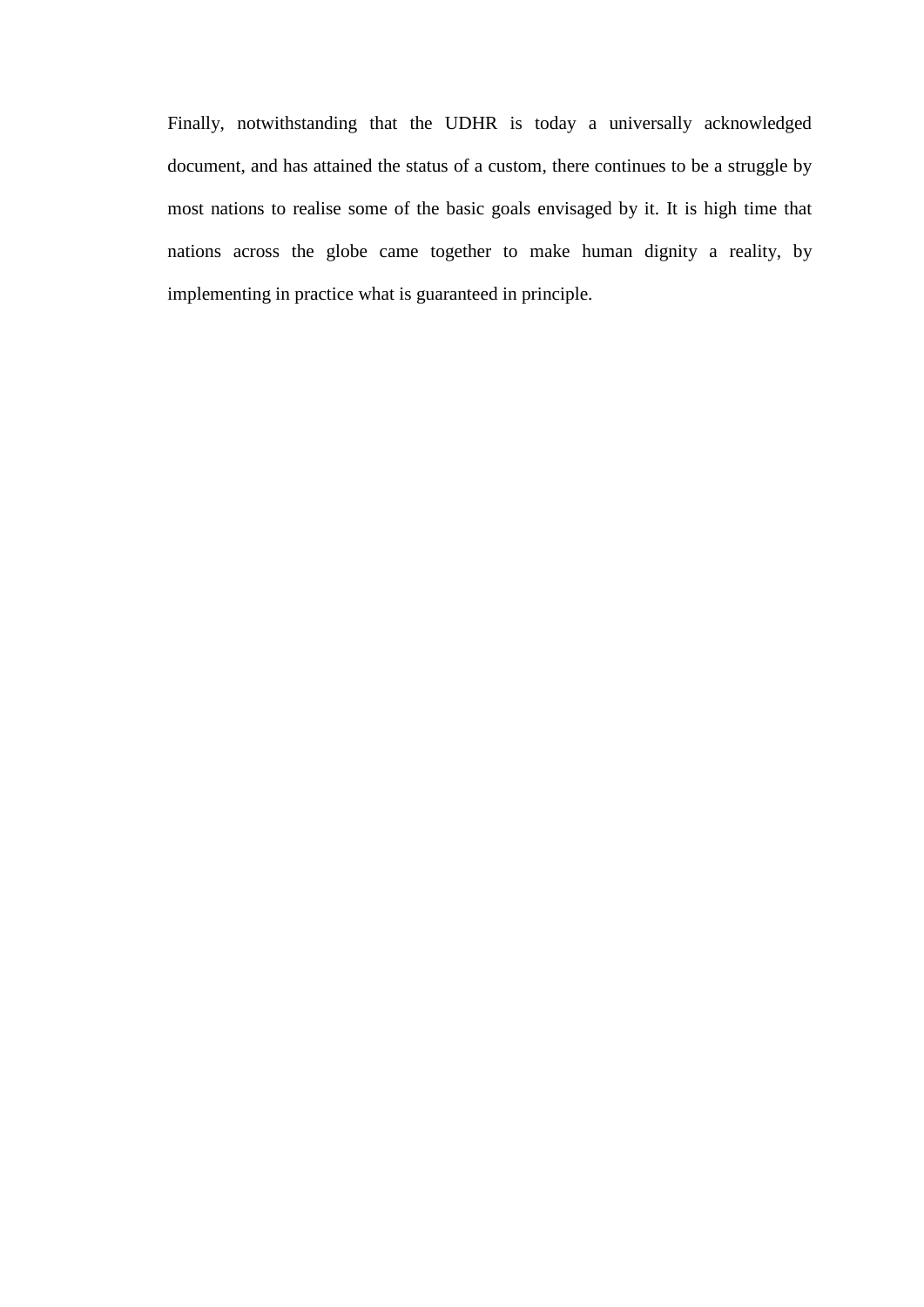Finally, notwithstanding that the UDHR is today a universally acknowledged document, and has attained the status of a custom, there continues to be a struggle by most nations to realise some of the basic goals envisaged by it. It is high time that nations across the globe came together to make human dignity a reality, by implementing in practice what is guaranteed in principle.